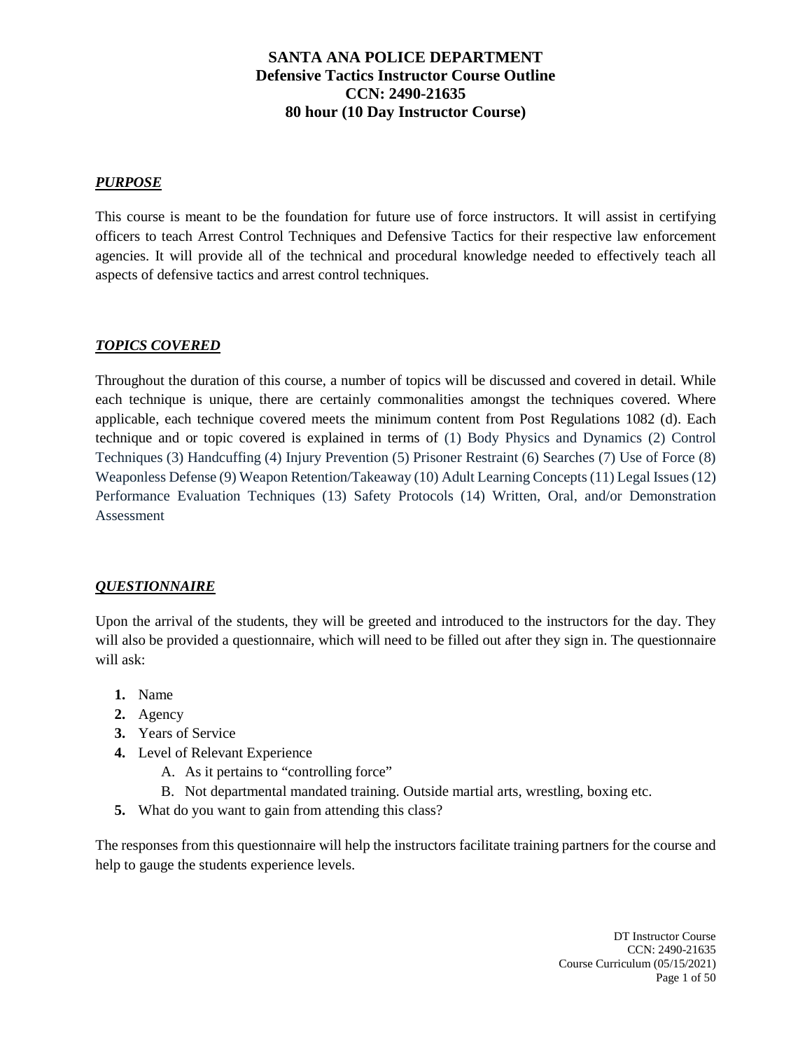# SANTA ANA POLICE DEPARTMENT
## Defensive Tactics Instructor Course Outline
## CCN: 2490-21635
## 80 hour (10 Day Instructor Course)

***PURPOSE***

This course is meant to be the foundation for future use of force instructors. It will assist in certifying officers to teach Arrest Control Techniques and Defensive Tactics for their respective law enforcement agencies. It will provide all of the technical and procedural knowledge needed to effectively teach all aspects of defensive tactics and arrest control techniques.

***TOPICS COVERED***

Throughout the duration of this course, a number of topics will be discussed and covered in detail. While each technique is unique, there are certainly commonalities amongst the techniques covered. Where applicable, each technique covered meets the minimum content from Post Regulations 1082 (d). Each technique and or topic covered is explained in terms of (1) Body Physics and Dynamics (2) Control Techniques (3) Handcuffing (4) Injury Prevention (5) Prisoner Restraint (6) Searches (7) Use of Force (8) Weaponless Defense (9) Weapon Retention/Takeaway (10) Adult Learning Concepts (11) Legal Issues (12) Performance Evaluation Techniques (13) Safety Protocols (14) Written, Oral, and/or Demonstration Assessment

***QUESTIONNAIRE***

Upon the arrival of the students, they will be greeted and introduced to the instructors for the day. They will also be provided a questionnaire, which will need to be filled out after they sign in. The questionnaire will ask:

1. Name
2. Agency
3. Years of Service
4. Level of Relevant Experience
   - A. As it pertains to "controlling force"
   - B. Not departmental mandated training. Outside martial arts, wrestling, boxing etc.
5. What do you want to gain from attending this class?

The responses from this questionnaire will help the instructors facilitate training partners for the course and help to gauge the students experience levels.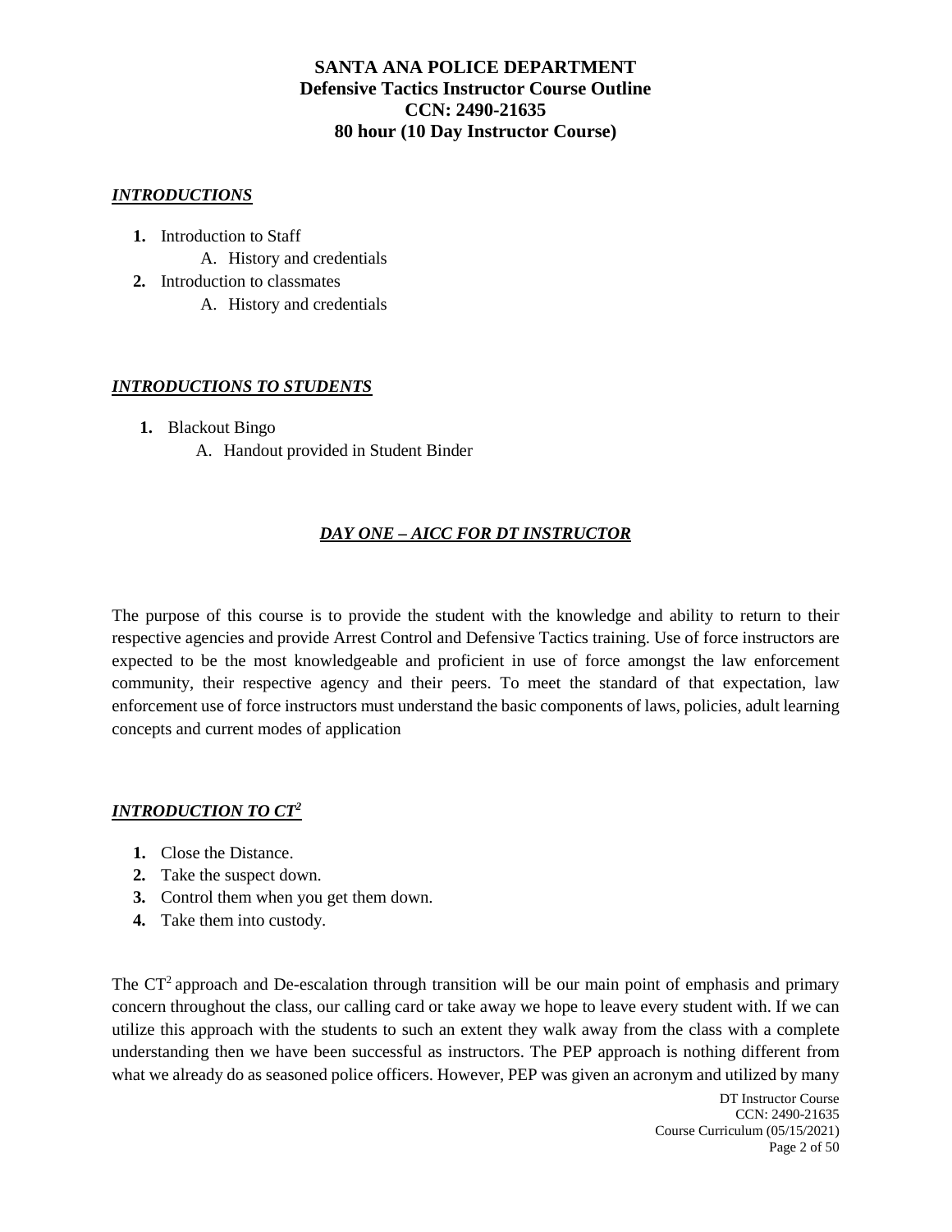# SANTA ANA POLICE DEPARTMENT
## Defensive Tactics Instructor Course Outline
## CCN: 2490-21635
## 80 hour (10 Day Instructor Course)

### ***INTRODUCTIONS***

1. Introduction to Staff
   - A. History and credentials
2. Introduction to classmates
   - A. History and credentials

### ***INTRODUCTIONS TO STUDENTS***

1. Blackout Bingo
   - A. Handout provided in Student Binder

### ***DAY ONE – AICC FOR DT INSTRUCTOR***

The purpose of this course is to provide the student with the knowledge and ability to return to their respective agencies and provide Arrest Control and Defensive Tactics training. Use of force instructors are expected to be the most knowledgeable and proficient in use of force amongst the law enforcement community, their respective agency and their peers. To meet the standard of that expectation, law enforcement use of force instructors must understand the basic components of laws, policies, adult learning concepts and current modes of application

### ***INTRODUCTION TO CT²***

1. Close the Distance.
2. Take the suspect down.
3. Control them when you get them down.
4. Take them into custody.

The CT² approach and De-escalation through transition will be our main point of emphasis and primary concern throughout the class, our calling card or take away we hope to leave every student with. If we can utilize this approach with the students to such an extent they walk away from the class with a complete understanding then we have been successful as instructors. The PEP approach is nothing different from what we already do as seasoned police officers. However, PEP was given an acronym and utilized by many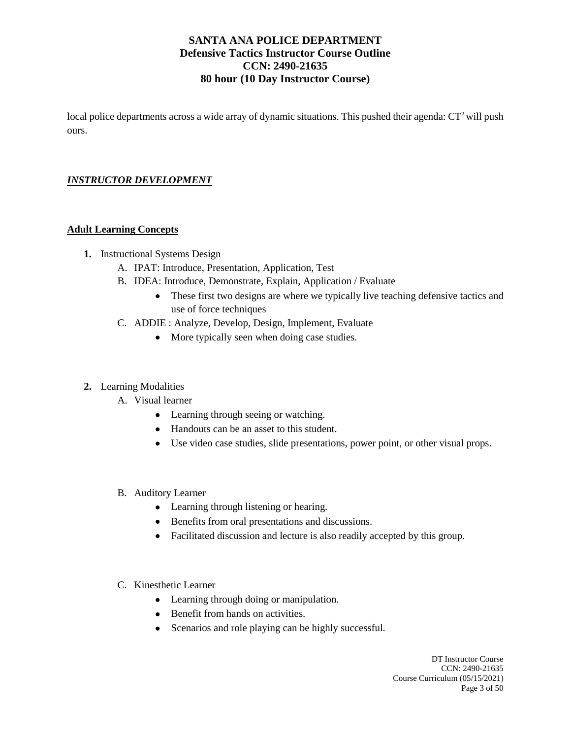local police departments across a wide array of dynamic situations. This pushed their agenda: $CT^2$ will push ours.

## ***INSTRUCTOR DEVELOPMENT***

### **Adult Learning Concepts**

1. Instructional Systems Design
   - A. IPAT: Introduce, Presentation, Application, Test
   - B. IDEA: Introduce, Demonstrate, Explain, Application / Evaluate
     - These first two designs are where we typically live teaching defensive tactics and use of force techniques
   - C. ADDIE : Analyze, Develop, Design, Implement, Evaluate
     - More typically seen when doing case studies.

2. Learning Modalities
   - A. Visual learner
     - Learning through seeing or watching.
     - Handouts can be an asset to this student.
     - Use video case studies, slide presentations, power point, or other visual props.
   - B. Auditory Learner
     - Learning through listening or hearing.
     - Benefits from oral presentations and discussions.
     - Facilitated discussion and lecture is also readily accepted by this group.
   - C. Kinesthetic Learner
     - Learning through doing or manipulation.
     - Benefit from hands on activities.
     - Scenarios and role playing can be highly successful.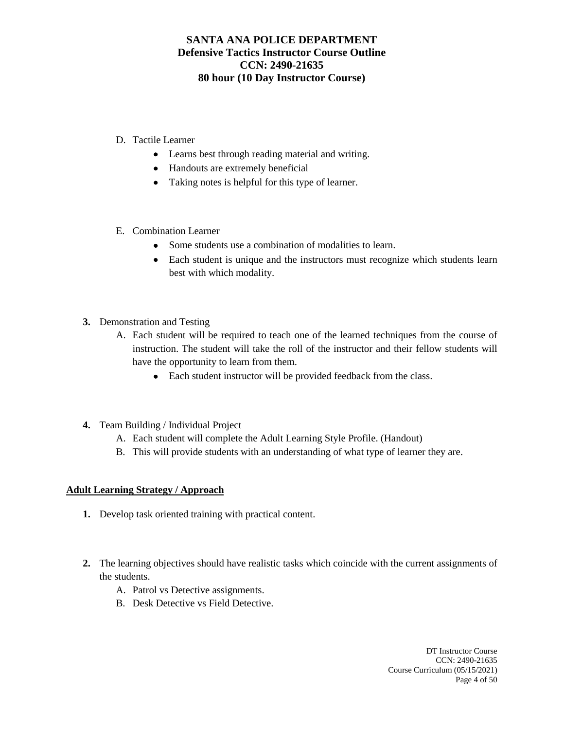D. Tactile Learner
   - Learns best through reading material and writing.
   - Handouts are extremely beneficial
   - Taking notes is helpful for this type of learner.

E. Combination Learner
   - Some students use a combination of modalities to learn.
   - Each student is unique and the instructors must recognize which students learn best with which modality.

**3.** Demonstration and Testing

   A. Each student will be required to teach one of the learned techniques from the course of instruction. The student will take the roll of the instructor and their fellow students will have the opportunity to learn from them.
      - Each student instructor will be provided feedback from the class.

**4.** Team Building / Individual Project

   A. Each student will complete the Adult Learning Style Profile. (Handout)

   B. This will provide students with an understanding of what type of learner they are.

**Adult Learning Strategy / Approach**

**1.** Develop task oriented training with practical content.

**2.** The learning objectives should have realistic tasks which coincide with the current assignments of the students.

   A. Patrol vs Detective assignments.

   B. Desk Detective vs Field Detective.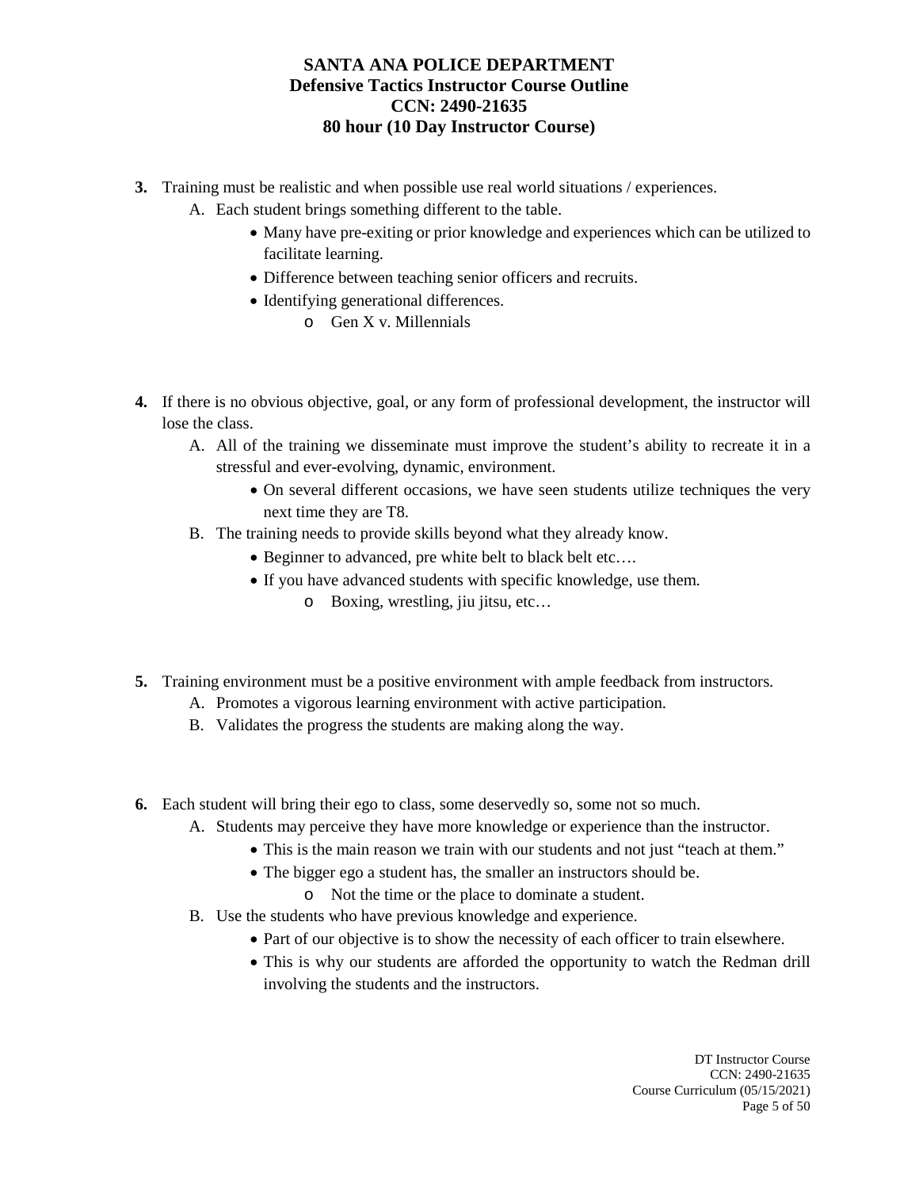**3.** Training must be realistic and when possible use real world situations / experiences.

   A. Each student brings something different to the table.
      - Many have pre-exiting or prior knowledge and experiences which can be utilized to facilitate learning.
      - Difference between teaching senior officers and recruits.
      - Identifying generational differences.
         - Gen X v. Millennials

**4.** If there is no obvious objective, goal, or any form of professional development, the instructor will lose the class.

   A. All of the training we disseminate must improve the student's ability to recreate it in a stressful and ever-evolving, dynamic, environment.
      - On several different occasions, we have seen students utilize techniques the very next time they are T8.

   B. The training needs to provide skills beyond what they already know.
      - Beginner to advanced, pre white belt to black belt etc….
      - If you have advanced students with specific knowledge, use them.
         - Boxing, wrestling, jiu jitsu, etc…

**5.** Training environment must be a positive environment with ample feedback from instructors.

   A. Promotes a vigorous learning environment with active participation.

   B. Validates the progress the students are making along the way.

**6.** Each student will bring their ego to class, some deservedly so, some not so much.

   A. Students may perceive they have more knowledge or experience than the instructor.
      - This is the main reason we train with our students and not just "teach at them."
      - The bigger ego a student has, the smaller an instructors should be.
         - Not the time or the place to dominate a student.

   B. Use the students who have previous knowledge and experience.
      - Part of our objective is to show the necessity of each officer to train elsewhere.
      - This is why our students are afforded the opportunity to watch the Redman drill involving the students and the instructors.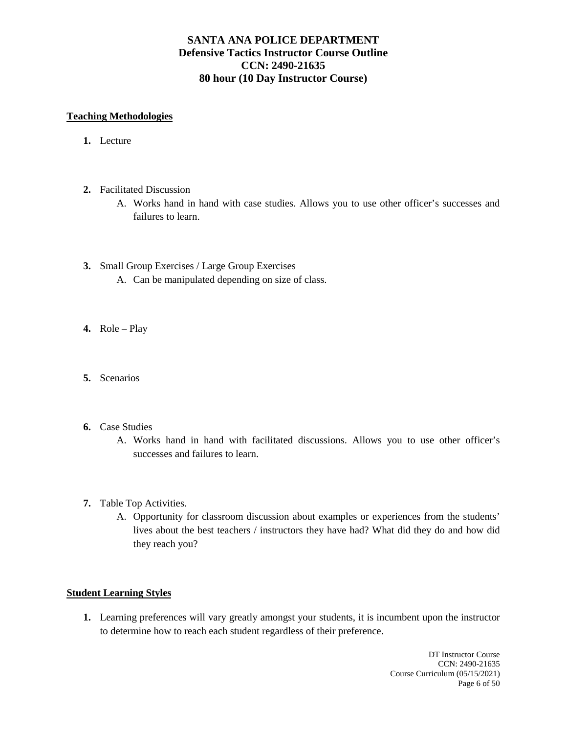**SANTA ANA POLICE DEPARTMENT**
**Defensive Tactics Instructor Course Outline**
**CCN: 2490-21635**
**80 hour (10 Day Instructor Course)**

## Teaching Methodologies

1. Lecture

2. Facilitated Discussion
   - A. Works hand in hand with case studies. Allows you to use other officer's successes and failures to learn.

3. Small Group Exercises / Large Group Exercises
   - A. Can be manipulated depending on size of class.

4. Role – Play

5. Scenarios

6. Case Studies
   - A. Works hand in hand with facilitated discussions. Allows you to use other officer's successes and failures to learn.

7. Table Top Activities.
   - A. Opportunity for classroom discussion about examples or experiences from the students' lives about the best teachers / instructors they have had? What did they do and how did they reach you?

## Student Learning Styles

1. Learning preferences will vary greatly amongst your students, it is incumbent upon the instructor to determine how to reach each student regardless of their preference.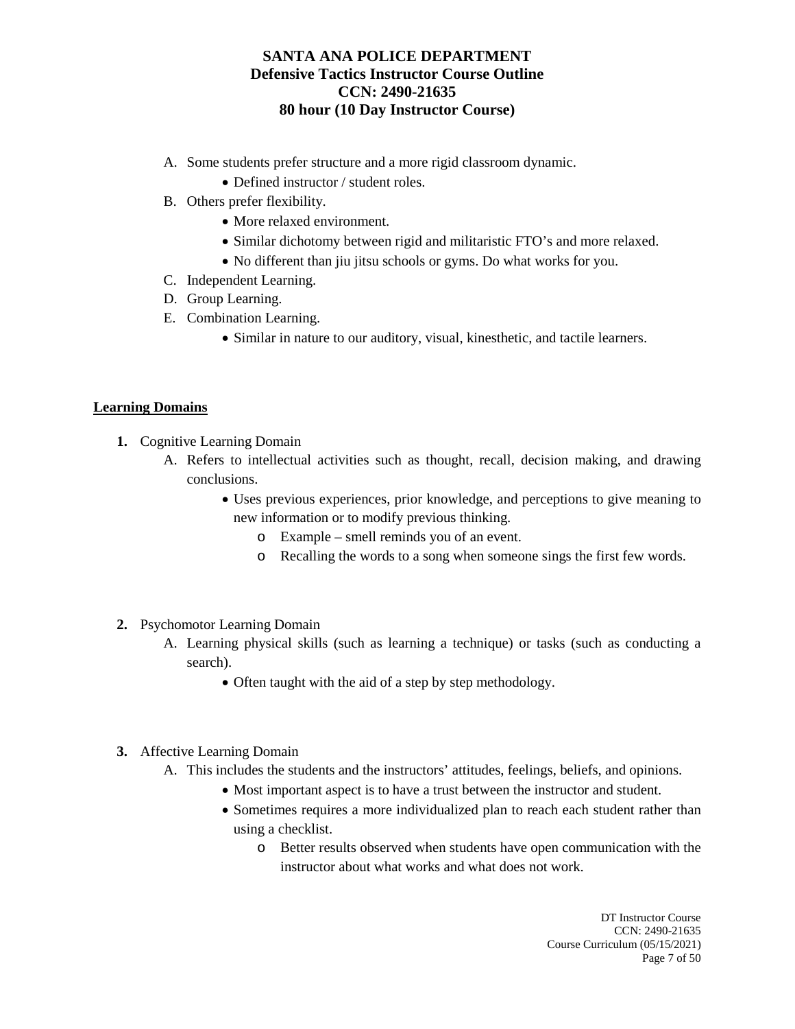A. Some students prefer structure and a more rigid classroom dynamic.
    - Defined instructor / student roles.

B. Others prefer flexibility.
    - More relaxed environment.
    - Similar dichotomy between rigid and militaristic FTO's and more relaxed.
    - No different than jiu jitsu schools or gyms. Do what works for you.

C. Independent Learning.

D. Group Learning.

E. Combination Learning.
    - Similar in nature to our auditory, visual, kinesthetic, and tactile learners.

**Learning Domains**

**1.** Cognitive Learning Domain

A. Refers to intellectual activities such as thought, recall, decision making, and drawing conclusions.
- Uses previous experiences, prior knowledge, and perceptions to give meaning to new information or to modify previous thinking.
    - Example – smell reminds you of an event.
    - Recalling the words to a song when someone sings the first few words.

**2.** Psychomotor Learning Domain

A. Learning physical skills (such as learning a technique) or tasks (such as conducting a search).
- Often taught with the aid of a step by step methodology.

**3.** Affective Learning Domain

A. This includes the students and the instructors' attitudes, feelings, beliefs, and opinions.
- Most important aspect is to have a trust between the instructor and student.
- Sometimes requires a more individualized plan to reach each student rather than using a checklist.
    - Better results observed when students have open communication with the instructor about what works and what does not work.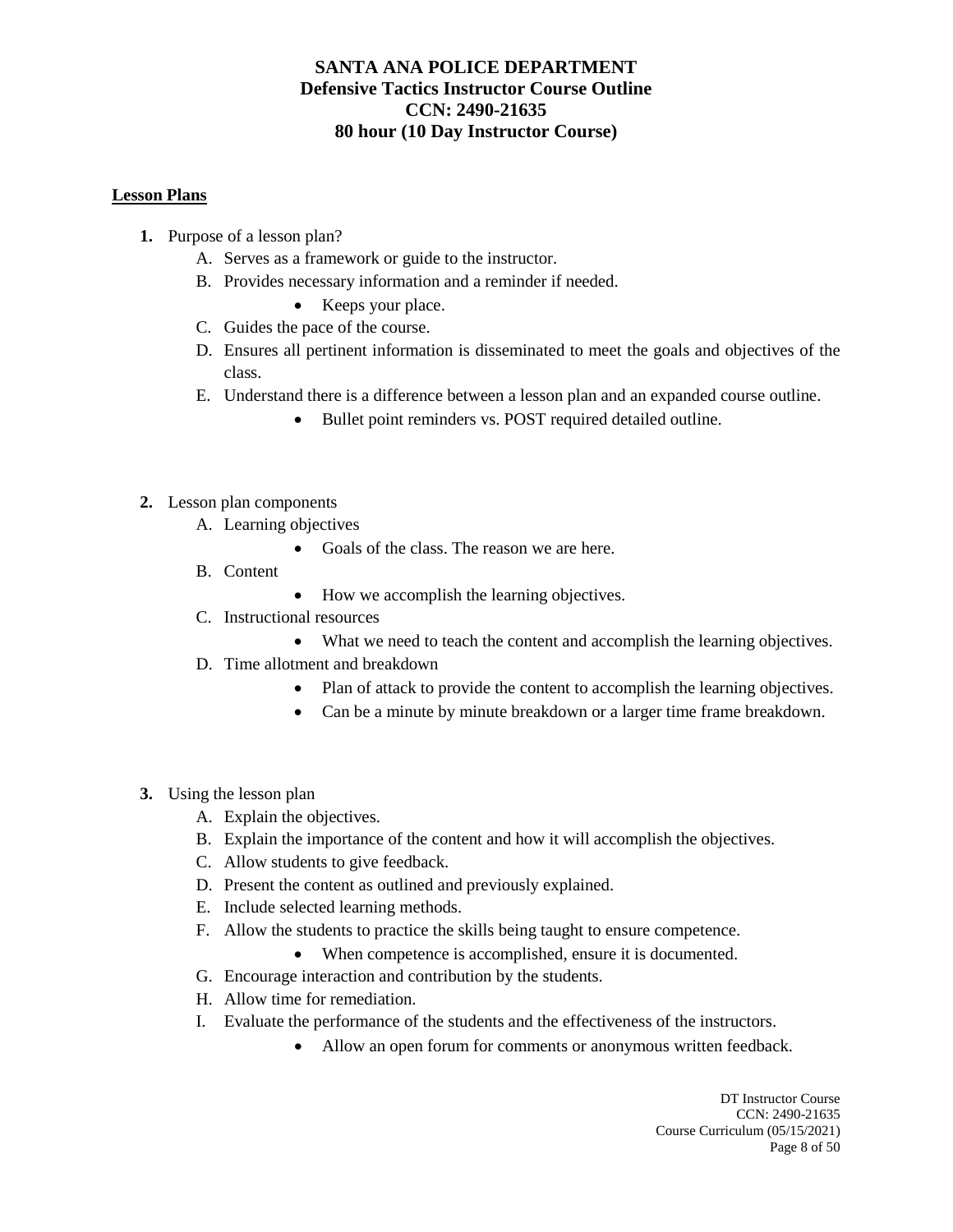# SANTA ANA POLICE DEPARTMENT
## Defensive Tactics Instructor Course Outline
## CCN: 2490-21635
## 80 hour (10 Day Instructor Course)

**<u>Lesson Plans</u>**

1. Purpose of a lesson plan?
   A. Serves as a framework or guide to the instructor.
   B. Provides necessary information and a reminder if needed.
      - Keeps your place.
   C. Guides the pace of the course.
   D. Ensures all pertinent information is disseminated to meet the goals and objectives of the class.
   E. Understand there is a difference between a lesson plan and an expanded course outline.
      - Bullet point reminders vs. POST required detailed outline.

2. Lesson plan components
   A. Learning objectives
      - Goals of the class. The reason we are here.
   B. Content
      - How we accomplish the learning objectives.
   C. Instructional resources
      - What we need to teach the content and accomplish the learning objectives.
   D. Time allotment and breakdown
      - Plan of attack to provide the content to accomplish the learning objectives.
      - Can be a minute by minute breakdown or a larger time frame breakdown.

3. Using the lesson plan
   A. Explain the objectives.
   B. Explain the importance of the content and how it will accomplish the objectives.
   C. Allow students to give feedback.
   D. Present the content as outlined and previously explained.
   E. Include selected learning methods.
   F. Allow the students to practice the skills being taught to ensure competence.
      - When competence is accomplished, ensure it is documented.
   G. Encourage interaction and contribution by the students.
   H. Allow time for remediation.
   I. Evaluate the performance of the students and the effectiveness of the instructors.
      - Allow an open forum for comments or anonymous written feedback.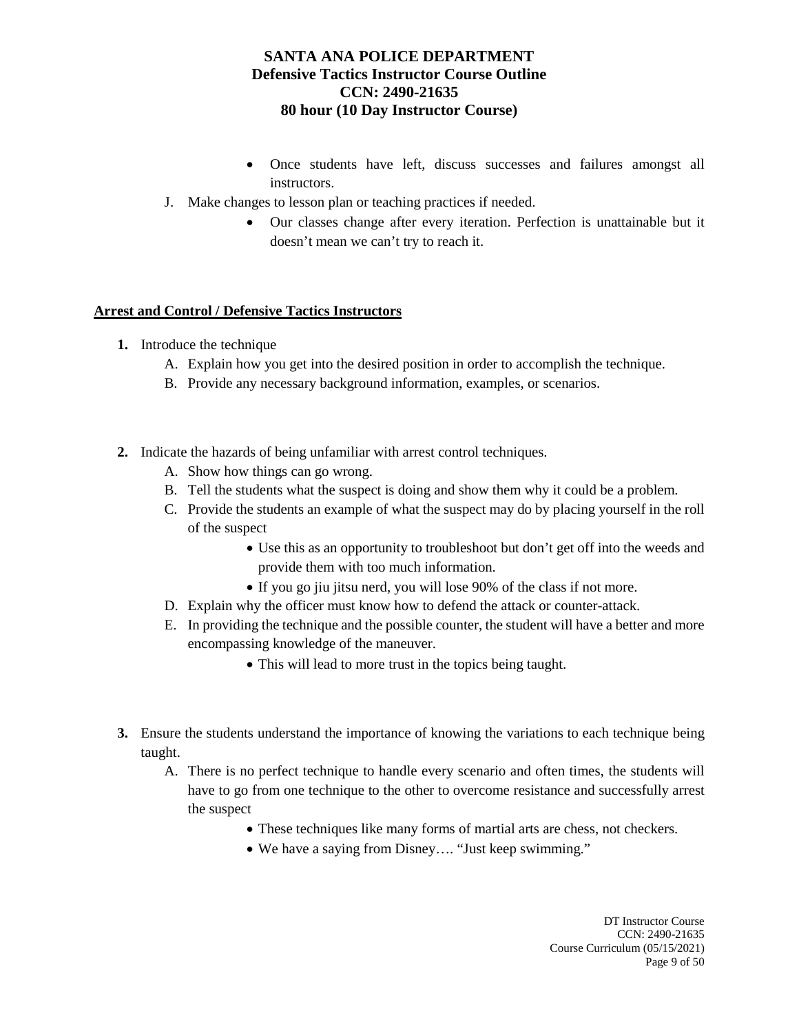- Once students have left, discuss successes and failures amongst all instructors.

J. Make changes to lesson plan or teaching practices if needed.

- Our classes change after every iteration. Perfection is unattainable but it doesn't mean we can't try to reach it.

**Arrest and Control / Defensive Tactics Instructors**

**1.** Introduce the technique

A. Explain how you get into the desired position in order to accomplish the technique.

B. Provide any necessary background information, examples, or scenarios.

**2.** Indicate the hazards of being unfamiliar with arrest control techniques.

A. Show how things can go wrong.

B. Tell the students what the suspect is doing and show them why it could be a problem.

C. Provide the students an example of what the suspect may do by placing yourself in the roll of the suspect

- Use this as an opportunity to troubleshoot but don't get off into the weeds and provide them with too much information.
- If you go jiu jitsu nerd, you will lose 90% of the class if not more.

D. Explain why the officer must know how to defend the attack or counter-attack.

E. In providing the technique and the possible counter, the student will have a better and more encompassing knowledge of the maneuver.

- This will lead to more trust in the topics being taught.

**3.** Ensure the students understand the importance of knowing the variations to each technique being taught.

A. There is no perfect technique to handle every scenario and often times, the students will have to go from one technique to the other to overcome resistance and successfully arrest the suspect

- These techniques like many forms of martial arts are chess, not checkers.
- We have a saying from Disney…. "Just keep swimming."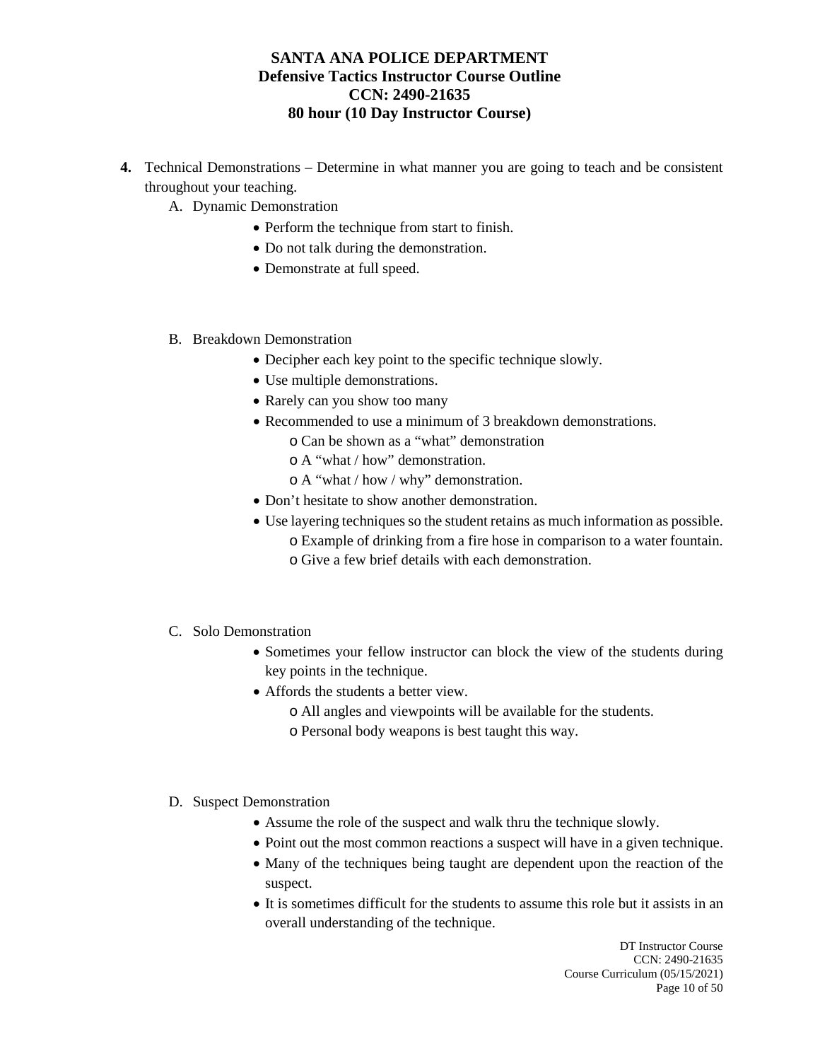**4.** Technical Demonstrations – Determine in what manner you are going to teach and be consistent throughout your teaching.

A. Dynamic Demonstration
- Perform the technique from start to finish.
- Do not talk during the demonstration.
- Demonstrate at full speed.

B. Breakdown Demonstration
- Decipher each key point to the specific technique slowly.
- Use multiple demonstrations.
- Rarely can you show too many
- Recommended to use a minimum of 3 breakdown demonstrations.
  - Can be shown as a "what" demonstration
  - A "what / how" demonstration.
  - A "what / how / why" demonstration.
- Don't hesitate to show another demonstration.
- Use layering techniques so the student retains as much information as possible.
  - Example of drinking from a fire hose in comparison to a water fountain.
  - Give a few brief details with each demonstration.

C. Solo Demonstration
- Sometimes your fellow instructor can block the view of the students during key points in the technique.
- Affords the students a better view.
  - All angles and viewpoints will be available for the students.
  - Personal body weapons is best taught this way.

D. Suspect Demonstration
- Assume the role of the suspect and walk thru the technique slowly.
- Point out the most common reactions a suspect will have in a given technique.
- Many of the techniques being taught are dependent upon the reaction of the suspect.
- It is sometimes difficult for the students to assume this role but it assists in an overall understanding of the technique.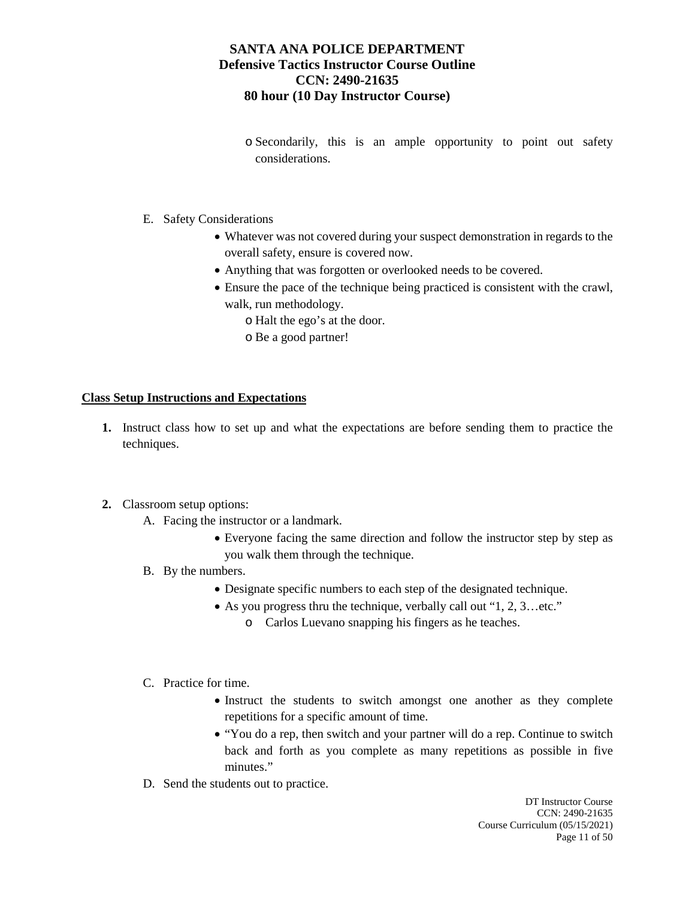- Secondarily, this is an ample opportunity to point out safety considerations.

E. Safety Considerations

- Whatever was not covered during your suspect demonstration in regards to the overall safety, ensure is covered now.
- Anything that was forgotten or overlooked needs to be covered.
- Ensure the pace of the technique being practiced is consistent with the crawl, walk, run methodology.
  - Halt the ego's at the door.
  - Be a good partner!

**Class Setup Instructions and Expectations**

**1.** Instruct class how to set up and what the expectations are before sending them to practice the techniques.

**2.** Classroom setup options:

A. Facing the instructor or a landmark.

- Everyone facing the same direction and follow the instructor step by step as you walk them through the technique.

B. By the numbers.

- Designate specific numbers to each step of the designated technique.
- As you progress thru the technique, verbally call out "1, 2, 3…etc."
  - Carlos Luevano snapping his fingers as he teaches.

C. Practice for time.

- Instruct the students to switch amongst one another as they complete repetitions for a specific amount of time.
- "You do a rep, then switch and your partner will do a rep. Continue to switch back and forth as you complete as many repetitions as possible in five minutes."

D. Send the students out to practice.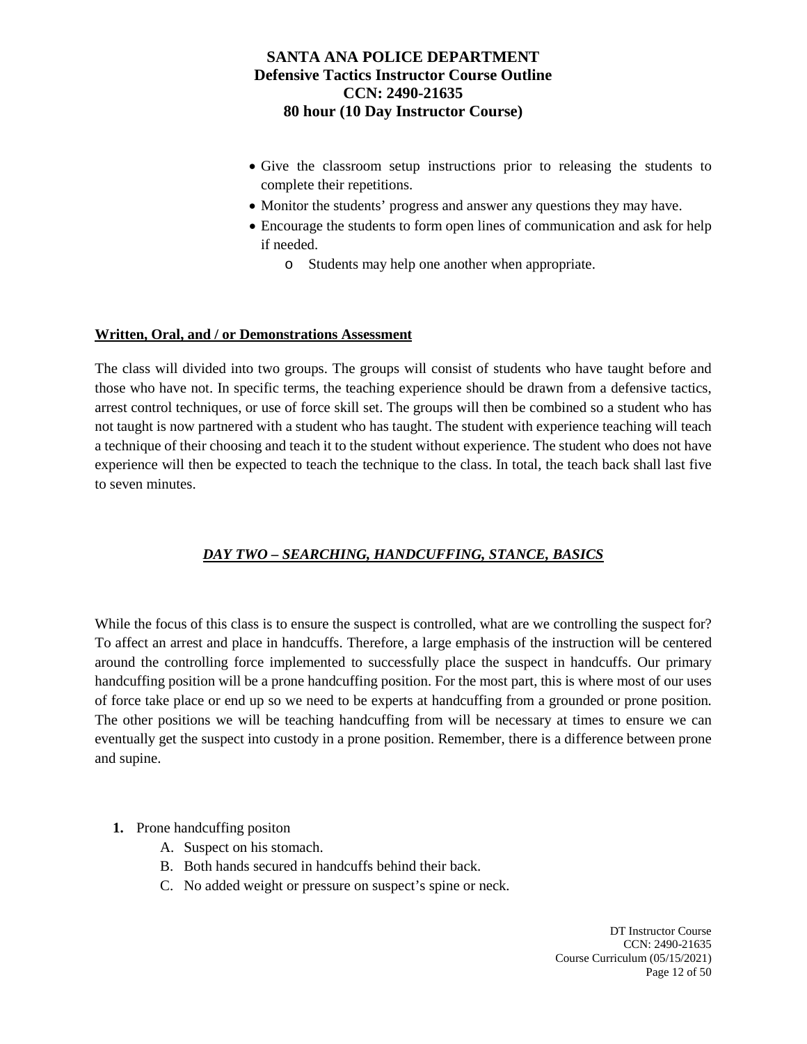- Give the classroom setup instructions prior to releasing the students to complete their repetitions.
- Monitor the students' progress and answer any questions they may have.
- Encourage the students to form open lines of communication and ask for help if needed.
  - o Students may help one another when appropriate.

**Written, Oral, and / or Demonstrations Assessment**

The class will divided into two groups. The groups will consist of students who have taught before and those who have not. In specific terms, the teaching experience should be drawn from a defensive tactics, arrest control techniques, or use of force skill set. The groups will then be combined so a student who has not taught is now partnered with a student who has taught. The student with experience teaching will teach a technique of their choosing and teach it to the student without experience. The student who does not have experience will then be expected to teach the technique to the class. In total, the teach back shall last five to seven minutes.

## ***DAY TWO – SEARCHING, HANDCUFFING, STANCE, BASICS***

While the focus of this class is to ensure the suspect is controlled, what are we controlling the suspect for? To affect an arrest and place in handcuffs. Therefore, a large emphasis of the instruction will be centered around the controlling force implemented to successfully place the suspect in handcuffs. Our primary handcuffing position will be a prone handcuffing position. For the most part, this is where most of our uses of force take place or end up so we need to be experts at handcuffing from a grounded or prone position. The other positions we will be teaching handcuffing from will be necessary at times to ensure we can eventually get the suspect into custody in a prone position. Remember, there is a difference between prone and supine.

1. Prone handcuffing positon
   - A. Suspect on his stomach.
   - B. Both hands secured in handcuffs behind their back.
   - C. No added weight or pressure on suspect's spine or neck.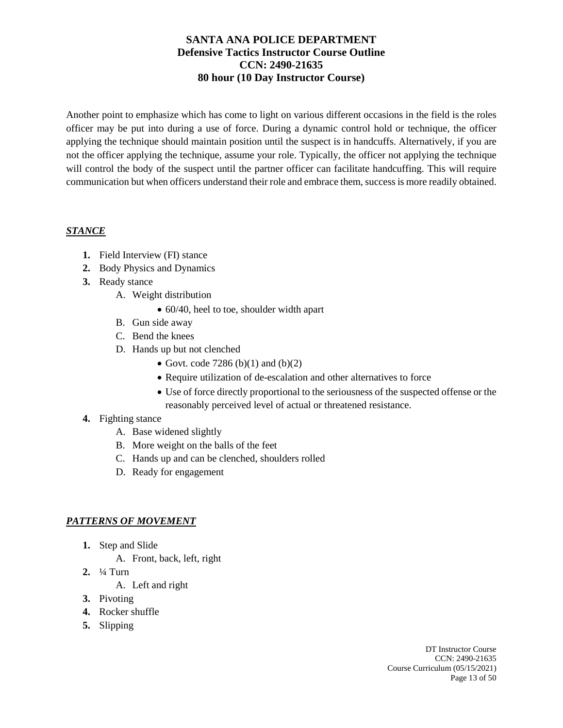Another point to emphasize which has come to light on various different occasions in the field is the roles officer may be put into during a use of force. During a dynamic control hold or technique, the officer applying the technique should maintain position until the suspect is in handcuffs. Alternatively, if you are not the officer applying the technique, assume your role. Typically, the officer not applying the technique will control the body of the suspect until the partner officer can facilitate handcuffing. This will require communication but when officers understand their role and embrace them, success is more readily obtained.

***STANCE***

1. Field Interview (FI) stance
2. Body Physics and Dynamics
3. Ready stance
   A. Weight distribution
      - 60/40, heel to toe, shoulder width apart

   B. Gun side away
   C. Bend the knees
   D. Hands up but not clenched
      - Govt. code 7286 (b)(1) and (b)(2)
      - Require utilization of de-escalation and other alternatives to force
      - Use of force directly proportional to the seriousness of the suspected offense or the reasonably perceived level of actual or threatened resistance.
4. Fighting stance
   A. Base widened slightly
   B. More weight on the balls of the feet
   C. Hands up and can be clenched, shoulders rolled
   D. Ready for engagement

***PATTERNS OF MOVEMENT***

1. Step and Slide
   A. Front, back, left, right
2. ¼ Turn
   A. Left and right
3. Pivoting
4. Rocker shuffle
5. Slipping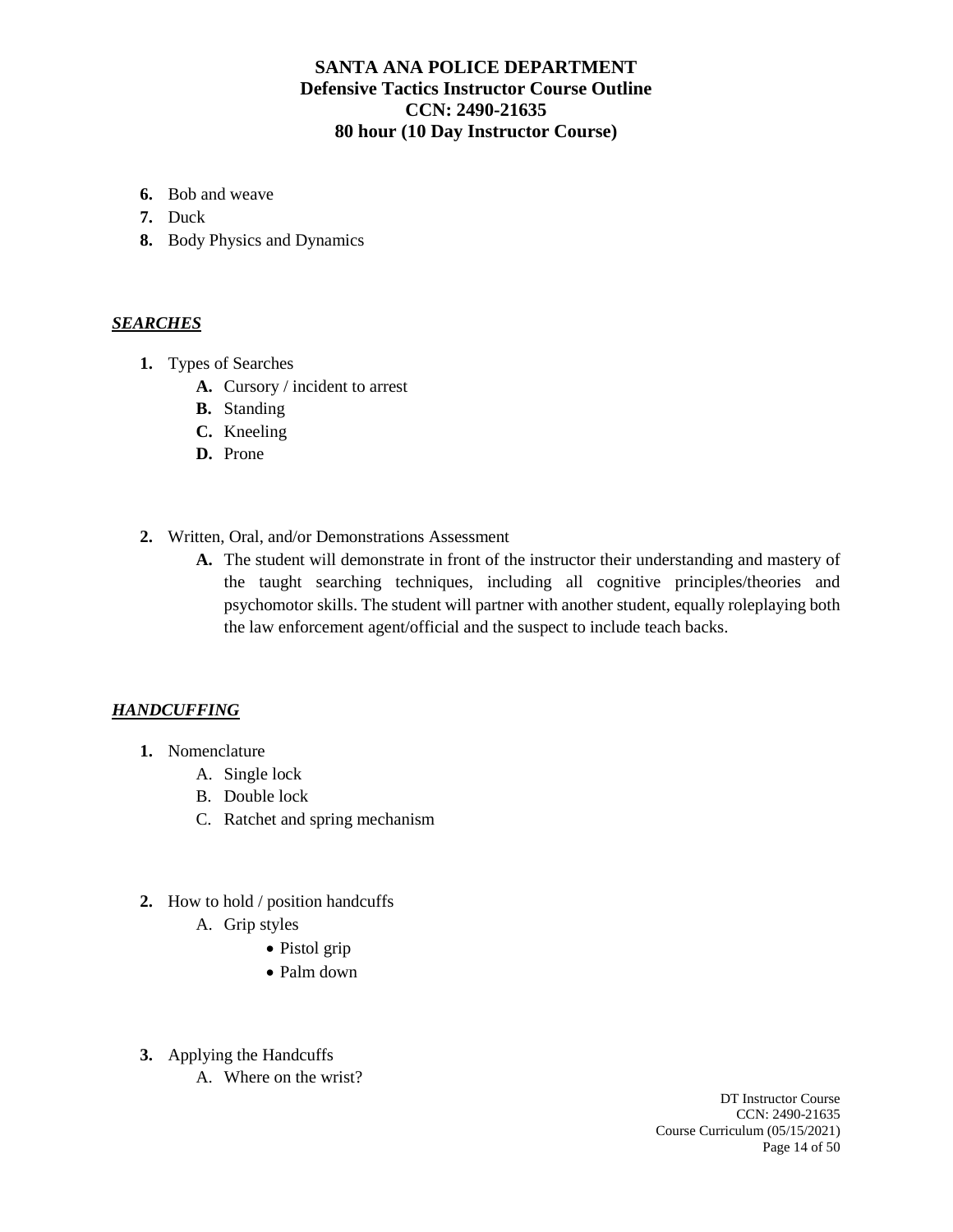6. Bob and weave
7. Duck
8. Body Physics and Dynamics

***SEARCHES***

1. Types of Searches
   - **A.** Cursory / incident to arrest
   - **B.** Standing
   - **C.** Kneeling
   - **D.** Prone

2. Written, Oral, and/or Demonstrations Assessment
   - **A.** The student will demonstrate in front of the instructor their understanding and mastery of the taught searching techniques, including all cognitive principles/theories and psychomotor skills. The student will partner with another student, equally roleplaying both the law enforcement agent/official and the suspect to include teach backs.

***HANDCUFFING***

1. Nomenclature
   - A. Single lock
   - B. Double lock
   - C. Ratchet and spring mechanism

2. How to hold / position handcuffs
   - A. Grip styles
     - Pistol grip
     - Palm down

3. Applying the Handcuffs
   - A. Where on the wrist?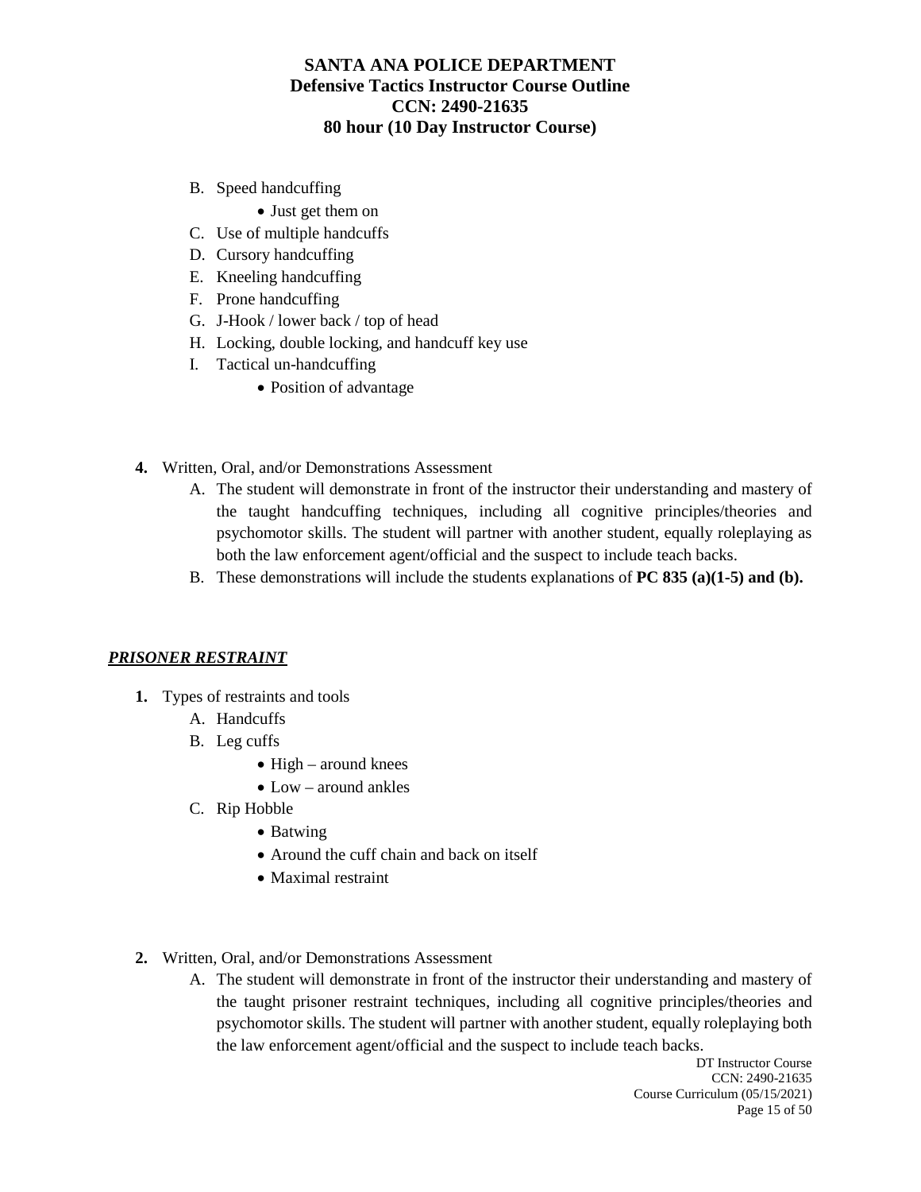B. Speed handcuffing
   - Just get them on
C. Use of multiple handcuffs
D. Cursory handcuffing
E. Kneeling handcuffing
F. Prone handcuffing
G. J-Hook / lower back / top of head
H. Locking, double locking, and handcuff key use
I. Tactical un-handcuffing
   - Position of advantage

**4.** Written, Oral, and/or Demonstrations Assessment

A. The student will demonstrate in front of the instructor their understanding and mastery of the taught handcuffing techniques, including all cognitive principles/theories and psychomotor skills. The student will partner with another student, equally roleplaying as both the law enforcement agent/official and the suspect to include teach backs.

B. These demonstrations will include the students explanations of **PC 835 (a)(1-5) and (b).**

## ***PRISONER RESTRAINT***

**1.** Types of restraints and tools

A. Handcuffs
B. Leg cuffs
   - High – around knees
   - Low – around ankles
C. Rip Hobble
   - Batwing
   - Around the cuff chain and back on itself
   - Maximal restraint

**2.** Written, Oral, and/or Demonstrations Assessment

A. The student will demonstrate in front of the instructor their understanding and mastery of the taught prisoner restraint techniques, including all cognitive principles/theories and psychomotor skills. The student will partner with another student, equally roleplaying both the law enforcement agent/official and the suspect to include teach backs.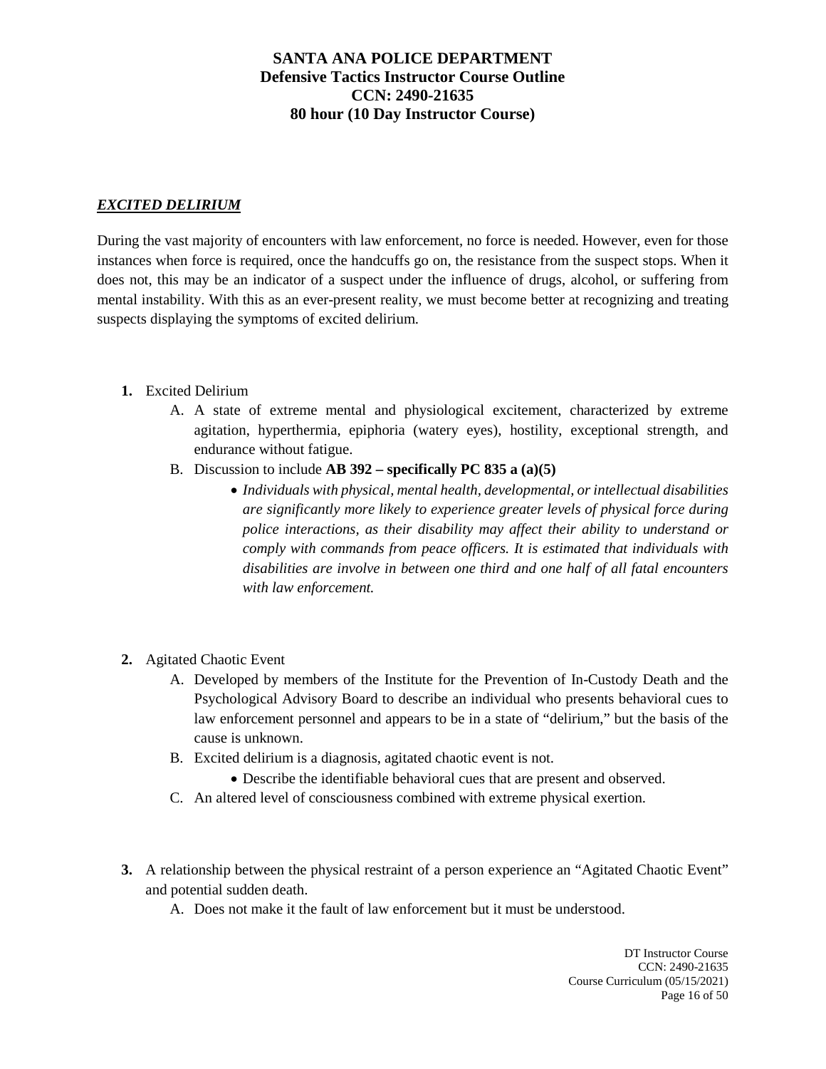# SANTA ANA POLICE DEPARTMENT
## Defensive Tactics Instructor Course Outline
## CCN: 2490-21635
## 80 hour (10 Day Instructor Course)

***EXCITED DELIRIUM***

During the vast majority of encounters with law enforcement, no force is needed. However, even for those instances when force is required, once the handcuffs go on, the resistance from the suspect stops. When it does not, this may be an indicator of a suspect under the influence of drugs, alcohol, or suffering from mental instability. With this as an ever-present reality, we must become better at recognizing and treating suspects displaying the symptoms of excited delirium.

**1.** Excited Delirium
   A. A state of extreme mental and physiological excitement, characterized by extreme agitation, hyperthermia, epiphoria (watery eyes), hostility, exceptional strength, and endurance without fatigue.
   B. Discussion to include **AB 392 – specifically PC 835 a (a)(5)**
      - *Individuals with physical, mental health, developmental, or intellectual disabilities are significantly more likely to experience greater levels of physical force during police interactions, as their disability may affect their ability to understand or comply with commands from peace officers. It is estimated that individuals with disabilities are involve in between one third and one half of all fatal encounters with law enforcement.*

**2.** Agitated Chaotic Event
   A. Developed by members of the Institute for the Prevention of In-Custody Death and the Psychological Advisory Board to describe an individual who presents behavioral cues to law enforcement personnel and appears to be in a state of "delirium," but the basis of the cause is unknown.
   B. Excited delirium is a diagnosis, agitated chaotic event is not.
      - Describe the identifiable behavioral cues that are present and observed.
   C. An altered level of consciousness combined with extreme physical exertion.

**3.** A relationship between the physical restraint of a person experience an "Agitated Chaotic Event" and potential sudden death.
   A. Does not make it the fault of law enforcement but it must be understood.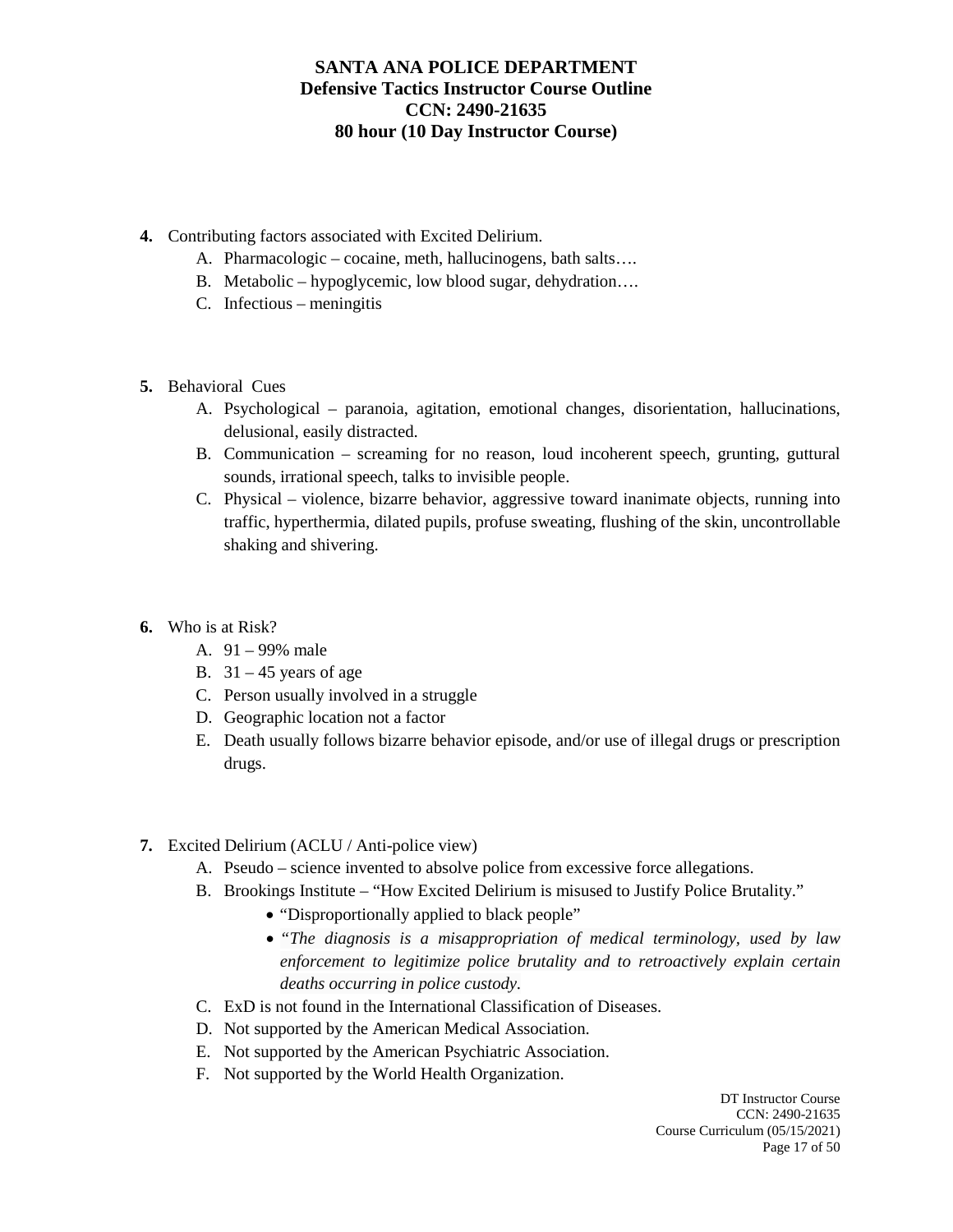**4.** Contributing factors associated with Excited Delirium.

A. Pharmacologic – cocaine, meth, hallucinogens, bath salts….

B. Metabolic – hypoglycemic, low blood sugar, dehydration….

C. Infectious – meningitis

**5.** Behavioral Cues

A. Psychological – paranoia, agitation, emotional changes, disorientation, hallucinations, delusional, easily distracted.

B. Communication – screaming for no reason, loud incoherent speech, grunting, guttural sounds, irrational speech, talks to invisible people.

C. Physical – violence, bizarre behavior, aggressive toward inanimate objects, running into traffic, hyperthermia, dilated pupils, profuse sweating, flushing of the skin, uncontrollable shaking and shivering.

**6.** Who is at Risk?

A. 91 – 99% male

B. 31 – 45 years of age

C. Person usually involved in a struggle

D. Geographic location not a factor

E. Death usually follows bizarre behavior episode, and/or use of illegal drugs or prescription drugs.

**7.** Excited Delirium (ACLU / Anti-police view)

A. Pseudo – science invented to absolve police from excessive force allegations.

B. Brookings Institute – "How Excited Delirium is misused to Justify Police Brutality."

- "Disproportionally applied to black people"
- *"The diagnosis is a misappropriation of medical terminology, used by law enforcement to legitimize police brutality and to retroactively explain certain deaths occurring in police custody.*

C. ExD is not found in the International Classification of Diseases.

D. Not supported by the American Medical Association.

E. Not supported by the American Psychiatric Association.

F. Not supported by the World Health Organization.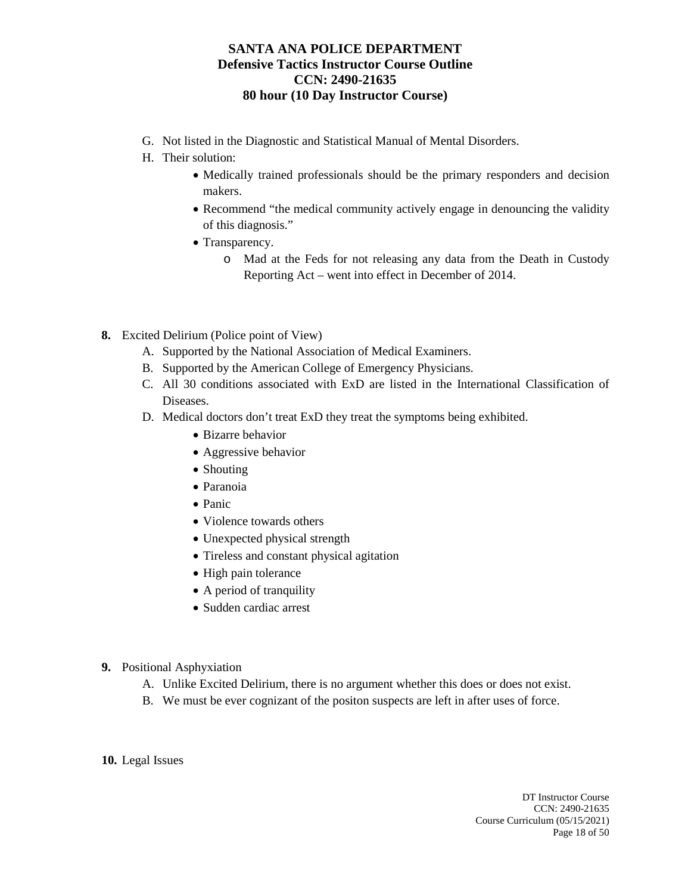G. Not listed in the Diagnostic and Statistical Manual of Mental Disorders.

H. Their solution:
   - Medically trained professionals should be the primary responders and decision makers.
   - Recommend "the medical community actively engage in denouncing the validity of this diagnosis."
   - Transparency.
     - Mad at the Feds for not releasing any data from the Death in Custody Reporting Act – went into effect in December of 2014.

**8.** Excited Delirium (Police point of View)

A. Supported by the National Association of Medical Examiners.

B. Supported by the American College of Emergency Physicians.

C. All 30 conditions associated with ExD are listed in the International Classification of Diseases.

D. Medical doctors don't treat ExD they treat the symptoms being exhibited.
   - Bizarre behavior
   - Aggressive behavior
   - Shouting
   - Paranoia
   - Panic
   - Violence towards others
   - Unexpected physical strength
   - Tireless and constant physical agitation
   - High pain tolerance
   - A period of tranquility
   - Sudden cardiac arrest

**9.** Positional Asphyxiation

A. Unlike Excited Delirium, there is no argument whether this does or does not exist.

B. We must be ever cognizant of the positon suspects are left in after uses of force.

**10.** Legal Issues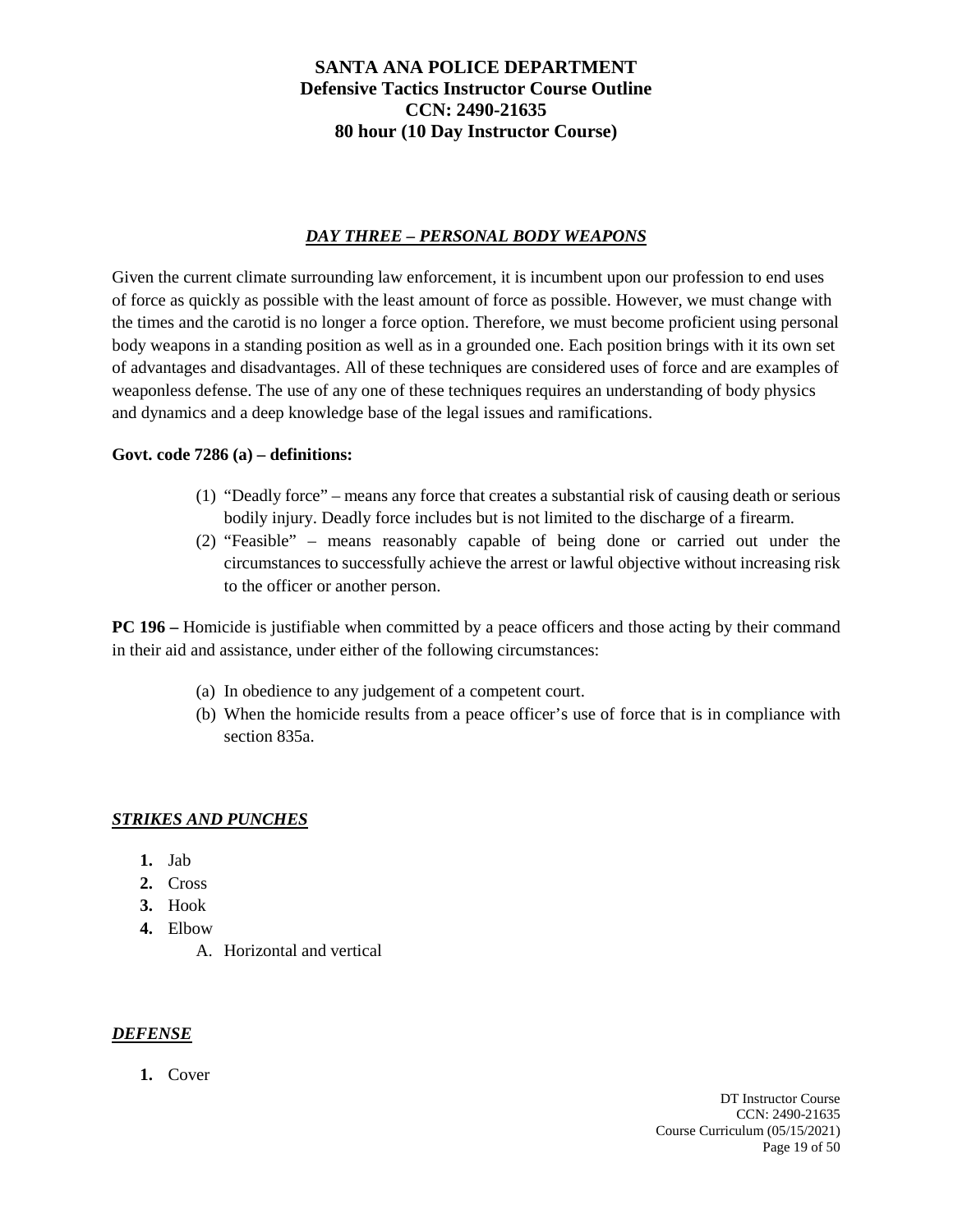# SANTA ANA POLICE DEPARTMENT
## Defensive Tactics Instructor Course Outline
## CCN: 2490-21635
## 80 hour (10 Day Instructor Course)

### *DAY THREE – PERSONAL BODY WEAPONS*

Given the current climate surrounding law enforcement, it is incumbent upon our profession to end uses of force as quickly as possible with the least amount of force as possible. However, we must change with the times and the carotid is no longer a force option. Therefore, we must become proficient using personal body weapons in a standing position as well as in a grounded one. Each position brings with it its own set of advantages and disadvantages. All of these techniques are considered uses of force and are examples of weaponless defense. The use of any one of these techniques requires an understanding of body physics and dynamics and a deep knowledge base of the legal issues and ramifications.

**Govt. code 7286 (a) – definitions:**

(1) "Deadly force" – means any force that creates a substantial risk of causing death or serious bodily injury. Deadly force includes but is not limited to the discharge of a firearm.

(2) "Feasible" – means reasonably capable of being done or carried out under the circumstances to successfully achieve the arrest or lawful objective without increasing risk to the officer or another person.

**PC 196 –** Homicide is justifiable when committed by a peace officers and those acting by their command in their aid and assistance, under either of the following circumstances:

(a) In obedience to any judgement of a competent court.

(b) When the homicide results from a peace officer's use of force that is in compliance with section 835a.

### *STRIKES AND PUNCHES*

1. Jab
2. Cross
3. Hook
4. Elbow
   - A. Horizontal and vertical

### *DEFENSE*

1. Cover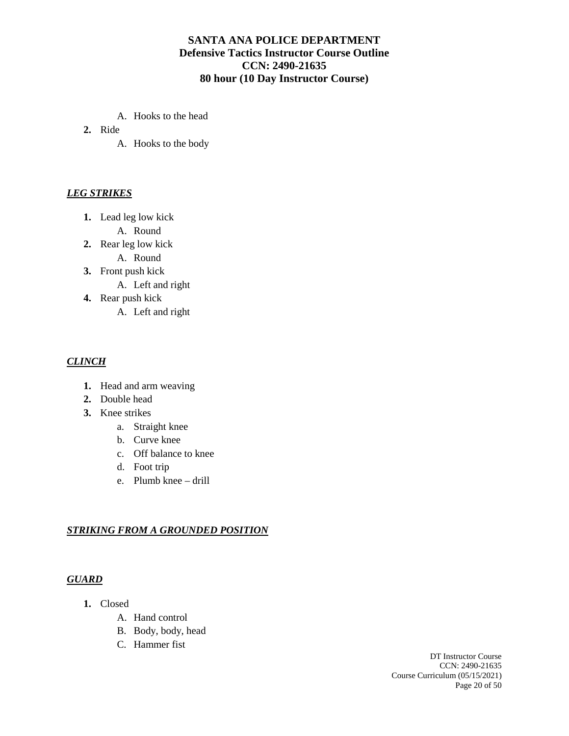A. Hooks to the head

**2.** Ride

   A. Hooks to the body

***LEG STRIKES***

**1.** Lead leg low kick
   A. Round
**2.** Rear leg low kick
   A. Round
**3.** Front push kick
   A. Left and right
**4.** Rear push kick
   A. Left and right

***CLINCH***

**1.** Head and arm weaving
**2.** Double head
**3.** Knee strikes
   a. Straight knee
   b. Curve knee
   c. Off balance to knee
   d. Foot trip
   e. Plumb knee – drill

***STRIKING FROM A GROUNDED POSITION***

***GUARD***

**1.** Closed
   A. Hand control
   B. Body, body, head
   C. Hammer fist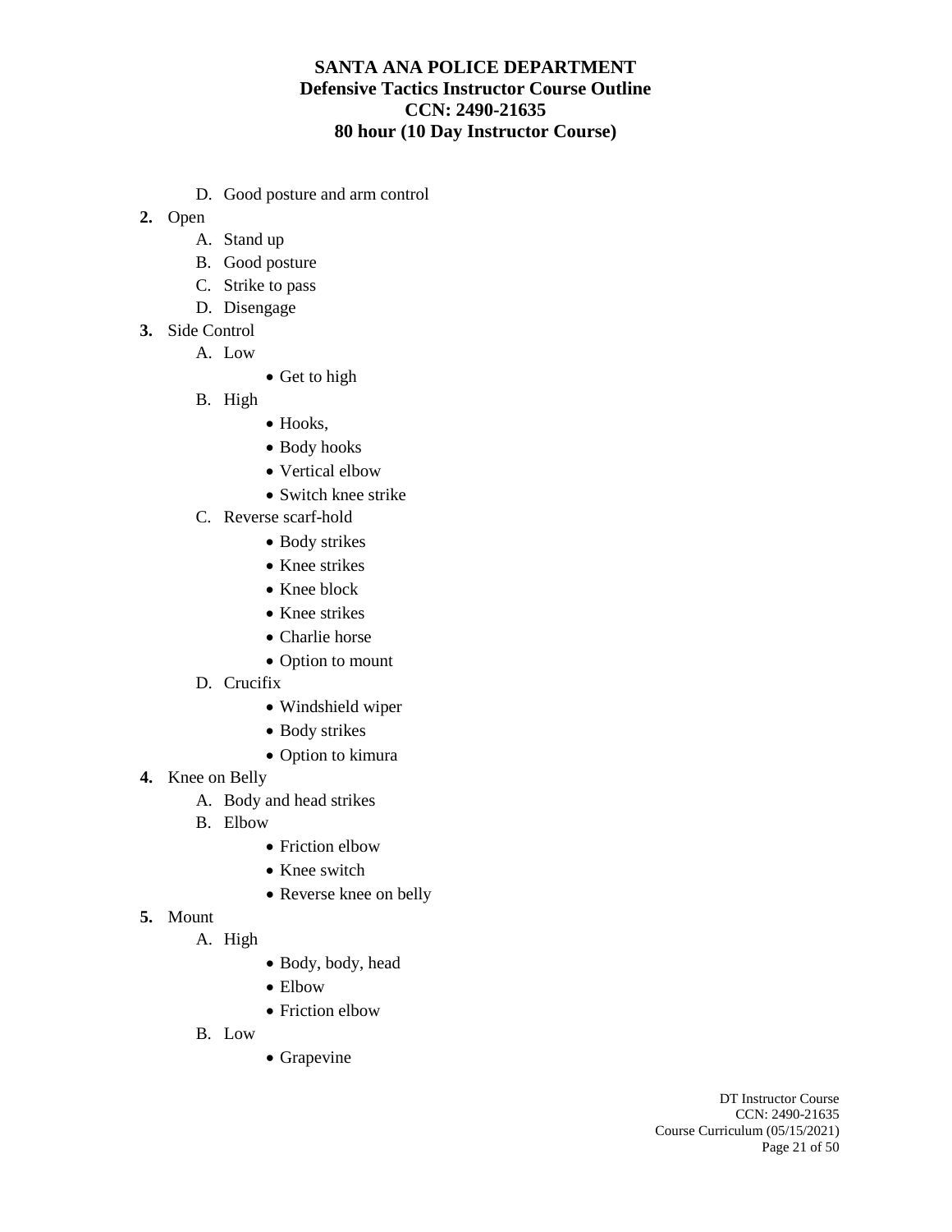D. Good posture and arm control

**2.** Open

   A. Stand up
   B. Good posture
   C. Strike to pass
   D. Disengage

**3.** Side Control

   A. Low
      - Get to high

   B. High
      - Hooks,
      - Body hooks
      - Vertical elbow
      - Switch knee strike

   C. Reverse scarf-hold
      - Body strikes
      - Knee strikes
      - Knee block
      - Knee strikes
      - Charlie horse
      - Option to mount

   D. Crucifix
      - Windshield wiper
      - Body strikes
      - Option to kimura

**4.** Knee on Belly

   A. Body and head strikes
   B. Elbow
      - Friction elbow
      - Knee switch
      - Reverse knee on belly

**5.** Mount

   A. High
      - Body, body, head
      - Elbow
      - Friction elbow

   B. Low
      - Grapevine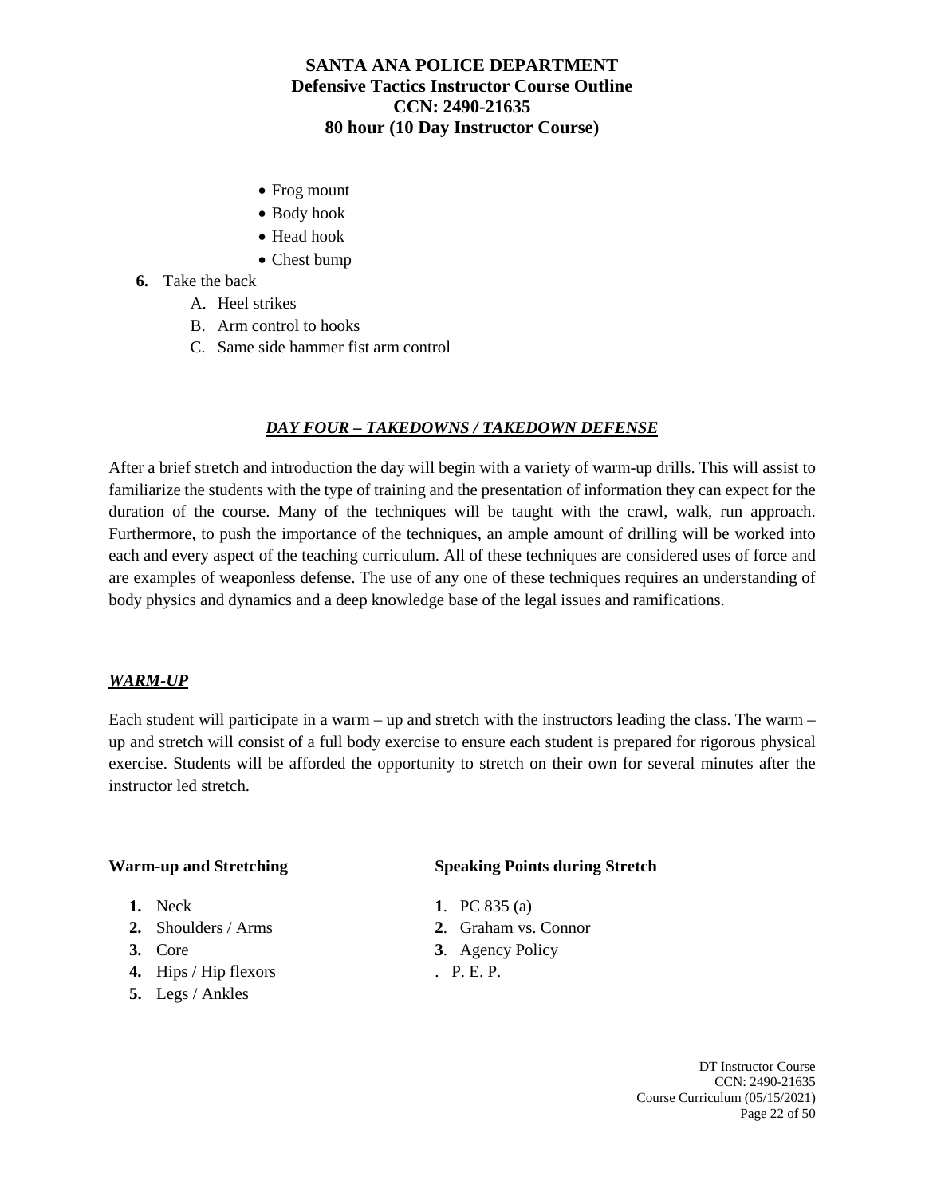- Frog mount
- Body hook
- Head hook
- Chest bump

**6.** Take the back

A. Heel strikes

B. Arm control to hooks

C. Same side hammer fist arm control

## ***DAY FOUR – TAKEDOWNS / TAKEDOWN DEFENSE***

After a brief stretch and introduction the day will begin with a variety of warm-up drills. This will assist to familiarize the students with the type of training and the presentation of information they can expect for the duration of the course. Many of the techniques will be taught with the crawl, walk, run approach. Furthermore, to push the importance of the techniques, an ample amount of drilling will be worked into each and every aspect of the teaching curriculum. All of these techniques are considered uses of force and are examples of weaponless defense. The use of any one of these techniques requires an understanding of body physics and dynamics and a deep knowledge base of the legal issues and ramifications.

### ***WARM-UP***

Each student will participate in a warm – up and stretch with the instructors leading the class. The warm – up and stretch will consist of a full body exercise to ensure each student is prepared for rigorous physical exercise. Students will be afforded the opportunity to stretch on their own for several minutes after the instructor led stretch.

**Warm-up and Stretching**

1. Neck
2. Shoulders / Arms
3. Core
4. Hips / Hip flexors
5. Legs / Ankles

**Speaking Points during Stretch**

**1**. PC 835 (a)

**2**. Graham vs. Connor

**3**. Agency Policy

. P. E. P.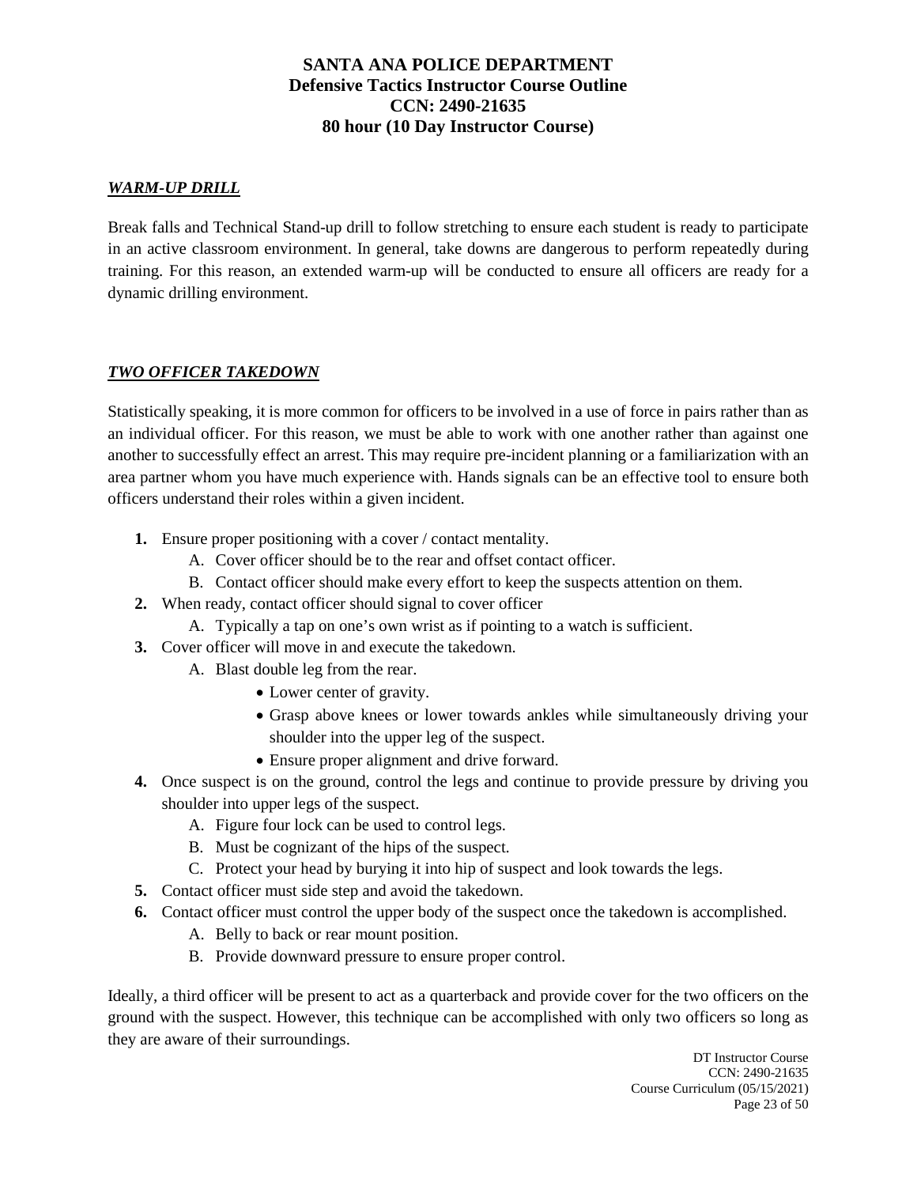## ***WARM-UP DRILL***

Break falls and Technical Stand-up drill to follow stretching to ensure each student is ready to participate in an active classroom environment. In general, take downs are dangerous to perform repeatedly during training. For this reason, an extended warm-up will be conducted to ensure all officers are ready for a dynamic drilling environment.

## ***TWO OFFICER TAKEDOWN***

Statistically speaking, it is more common for officers to be involved in a use of force in pairs rather than as an individual officer. For this reason, we must be able to work with one another rather than against one another to successfully effect an arrest. This may require pre-incident planning or a familiarization with an area partner whom you have much experience with. Hands signals can be an effective tool to ensure both officers understand their roles within a given incident.

1. Ensure proper positioning with a cover / contact mentality.
   - A. Cover officer should be to the rear and offset contact officer.
   - B. Contact officer should make every effort to keep the suspects attention on them.
2. When ready, contact officer should signal to cover officer
   - A. Typically a tap on one's own wrist as if pointing to a watch is sufficient.
3. Cover officer will move in and execute the takedown.
   - A. Blast double leg from the rear.
     - Lower center of gravity.
     - Grasp above knees or lower towards ankles while simultaneously driving your shoulder into the upper leg of the suspect.
     - Ensure proper alignment and drive forward.
4. Once suspect is on the ground, control the legs and continue to provide pressure by driving you shoulder into upper legs of the suspect.
   - A. Figure four lock can be used to control legs.
   - B. Must be cognizant of the hips of the suspect.
   - C. Protect your head by burying it into hip of suspect and look towards the legs.
5. Contact officer must side step and avoid the takedown.
6. Contact officer must control the upper body of the suspect once the takedown is accomplished.
   - A. Belly to back or rear mount position.
   - B. Provide downward pressure to ensure proper control.

Ideally, a third officer will be present to act as a quarterback and provide cover for the two officers on the ground with the suspect. However, this technique can be accomplished with only two officers so long as they are aware of their surroundings.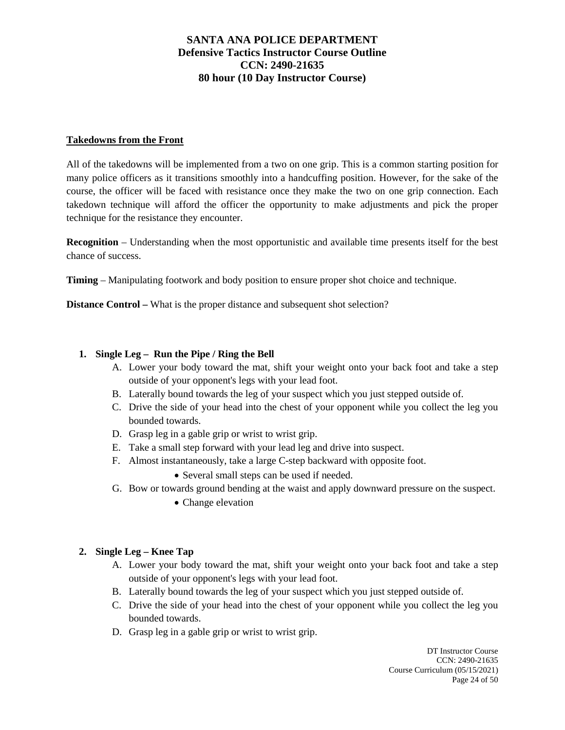# SANTA ANA POLICE DEPARTMENT
## Defensive Tactics Instructor Course Outline
## CCN: 2490-21635
## 80 hour (10 Day Instructor Course)

### Takedowns from the Front

All of the takedowns will be implemented from a two on one grip. This is a common starting position for many police officers as it transitions smoothly into a handcuffing position. However, for the sake of the course, the officer will be faced with resistance once they make the two on one grip connection. Each takedown technique will afford the officer the opportunity to make adjustments and pick the proper technique for the resistance they encounter.

**Recognition** – Understanding when the most opportunistic and available time presents itself for the best chance of success.

**Timing** – Manipulating footwork and body position to ensure proper shot choice and technique.

**Distance Control –** What is the proper distance and subsequent shot selection?

1. **Single Leg – Run the Pipe / Ring the Bell**
   - A. Lower your body toward the mat, shift your weight onto your back foot and take a step outside of your opponent's legs with your lead foot.
   - B. Laterally bound towards the leg of your suspect which you just stepped outside of.
   - C. Drive the side of your head into the chest of your opponent while you collect the leg you bounded towards.
   - D. Grasp leg in a gable grip or wrist to wrist grip.
   - E. Take a small step forward with your lead leg and drive into suspect.
   - F. Almost instantaneously, take a large C-step backward with opposite foot.
     - Several small steps can be used if needed.
   - G. Bow or towards ground bending at the waist and apply downward pressure on the suspect.
     - Change elevation

2. **Single Leg – Knee Tap**
   - A. Lower your body toward the mat, shift your weight onto your back foot and take a step outside of your opponent's legs with your lead foot.
   - B. Laterally bound towards the leg of your suspect which you just stepped outside of.
   - C. Drive the side of your head into the chest of your opponent while you collect the leg you bounded towards.
   - D. Grasp leg in a gable grip or wrist to wrist grip.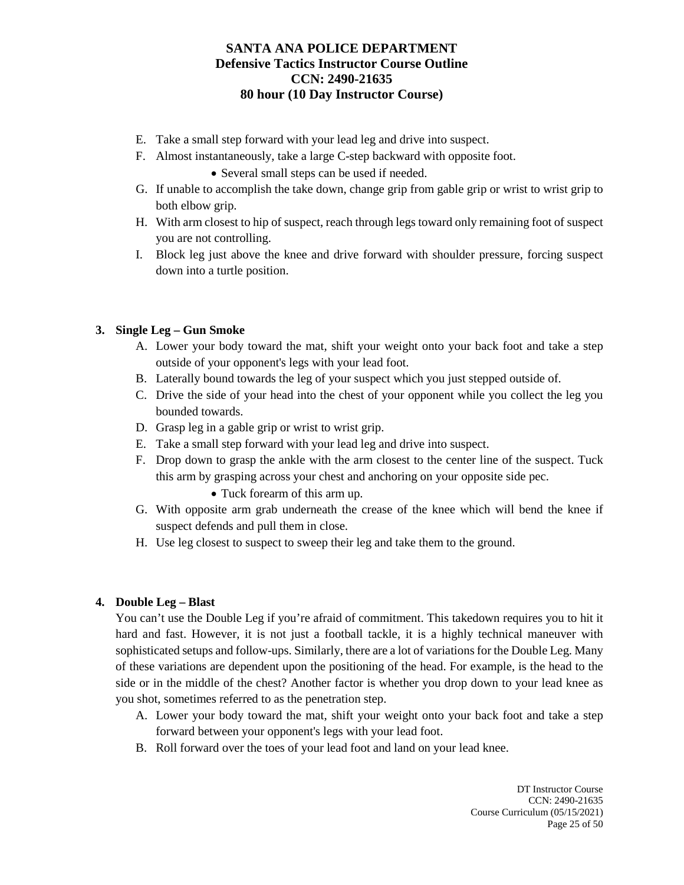E. Take a small step forward with your lead leg and drive into suspect.
F. Almost instantaneously, take a large C-step backward with opposite foot.
    - Several small steps can be used if needed.
G. If unable to accomplish the take down, change grip from gable grip or wrist to wrist grip to both elbow grip.
H. With arm closest to hip of suspect, reach through legs toward only remaining foot of suspect you are not controlling.
I. Block leg just above the knee and drive forward with shoulder pressure, forcing suspect down into a turtle position.

**3. Single Leg – Gun Smoke**

A. Lower your body toward the mat, shift your weight onto your back foot and take a step outside of your opponent's legs with your lead foot.
B. Laterally bound towards the leg of your suspect which you just stepped outside of.
C. Drive the side of your head into the chest of your opponent while you collect the leg you bounded towards.
D. Grasp leg in a gable grip or wrist to wrist grip.
E. Take a small step forward with your lead leg and drive into suspect.
F. Drop down to grasp the ankle with the arm closest to the center line of the suspect. Tuck this arm by grasping across your chest and anchoring on your opposite side pec.
    - Tuck forearm of this arm up.
G. With opposite arm grab underneath the crease of the knee which will bend the knee if suspect defends and pull them in close.
H. Use leg closest to suspect to sweep their leg and take them to the ground.

**4. Double Leg – Blast**

You can't use the Double Leg if you're afraid of commitment. This takedown requires you to hit it hard and fast. However, it is not just a football tackle, it is a highly technical maneuver with sophisticated setups and follow-ups. Similarly, there are a lot of variations for the Double Leg. Many of these variations are dependent upon the positioning of the head. For example, is the head to the side or in the middle of the chest? Another factor is whether you drop down to your lead knee as you shot, sometimes referred to as the penetration step.

A. Lower your body toward the mat, shift your weight onto your back foot and take a step forward between your opponent's legs with your lead foot.
B. Roll forward over the toes of your lead foot and land on your lead knee.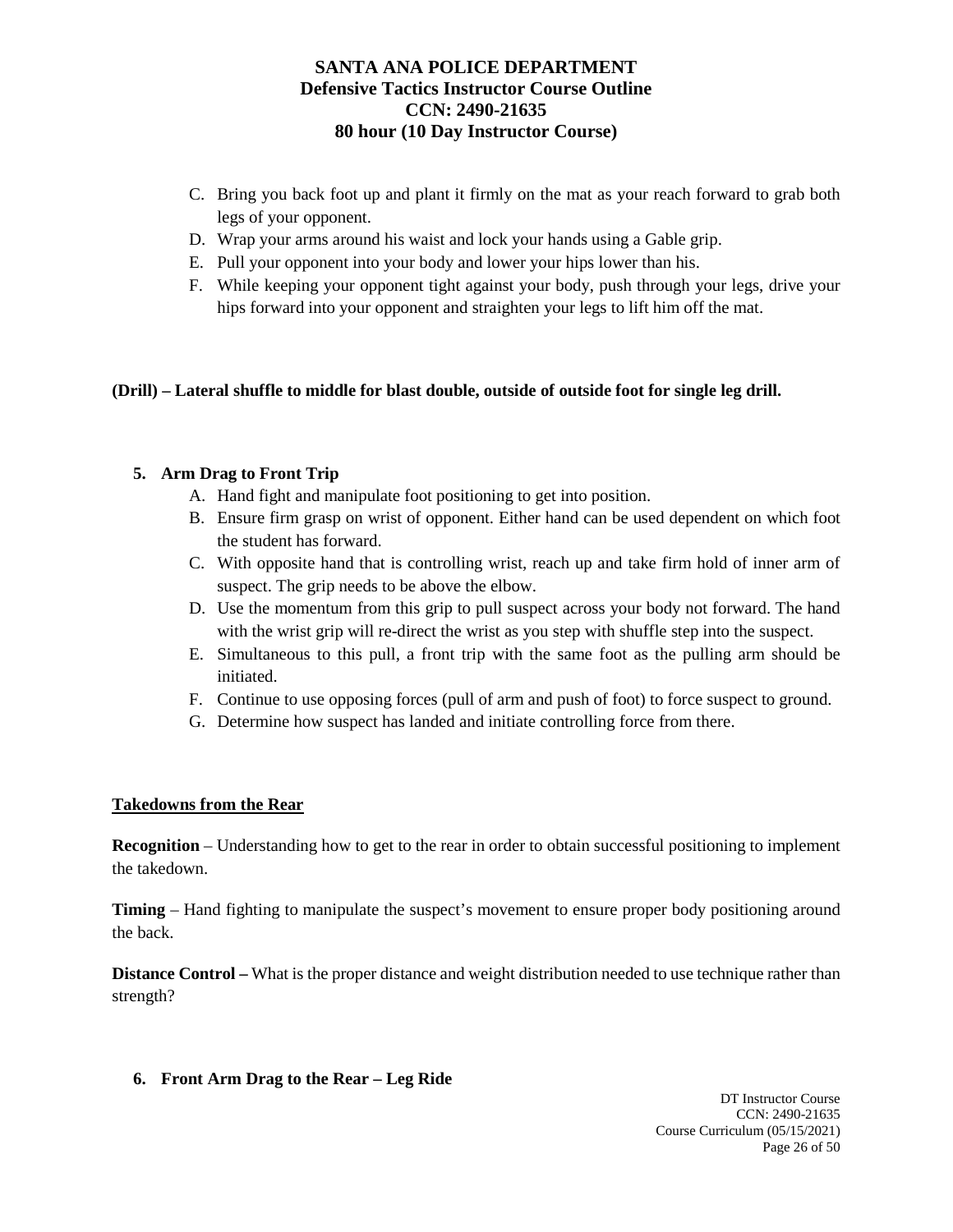C. Bring you back foot up and plant it firmly on the mat as your reach forward to grab both legs of your opponent.
D. Wrap your arms around his waist and lock your hands using a Gable grip.
E. Pull your opponent into your body and lower your hips lower than his.
F. While keeping your opponent tight against your body, push through your legs, drive your hips forward into your opponent and straighten your legs to lift him off the mat.

**(Drill) – Lateral shuffle to middle for blast double, outside of outside foot for single leg drill.**

**5. Arm Drag to Front Trip**

A. Hand fight and manipulate foot positioning to get into position.
B. Ensure firm grasp on wrist of opponent. Either hand can be used dependent on which foot the student has forward.
C. With opposite hand that is controlling wrist, reach up and take firm hold of inner arm of suspect. The grip needs to be above the elbow.
D. Use the momentum from this grip to pull suspect across your body not forward. The hand with the wrist grip will re-direct the wrist as you step with shuffle step into the suspect.
E. Simultaneous to this pull, a front trip with the same foot as the pulling arm should be initiated.
F. Continue to use opposing forces (pull of arm and push of foot) to force suspect to ground.
G. Determine how suspect has landed and initiate controlling force from there.

**<u>Takedowns from the Rear</u>**

**Recognition** – Understanding how to get to the rear in order to obtain successful positioning to implement the takedown.

**Timing** – Hand fighting to manipulate the suspect's movement to ensure proper body positioning around the back.

**Distance Control –** What is the proper distance and weight distribution needed to use technique rather than strength?

**6. Front Arm Drag to the Rear – Leg Ride**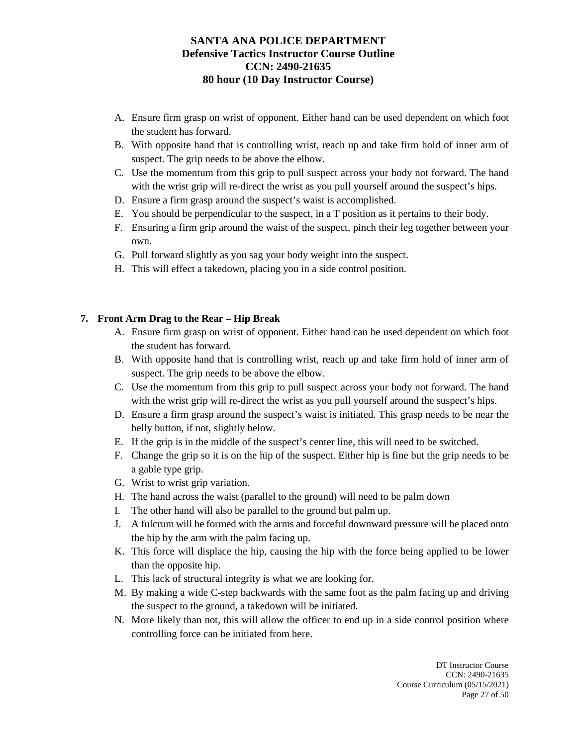A. Ensure firm grasp on wrist of opponent. Either hand can be used dependent on which foot the student has forward.
B. With opposite hand that is controlling wrist, reach up and take firm hold of inner arm of suspect. The grip needs to be above the elbow.
C. Use the momentum from this grip to pull suspect across your body not forward. The hand with the wrist grip will re-direct the wrist as you pull yourself around the suspect's hips.
D. Ensure a firm grasp around the suspect's waist is accomplished.
E. You should be perpendicular to the suspect, in a T position as it pertains to their body.
F. Ensuring a firm grip around the waist of the suspect, pinch their leg together between your own.
G. Pull forward slightly as you sag your body weight into the suspect.
H. This will effect a takedown, placing you in a side control position.

**7. Front Arm Drag to the Rear – Hip Break**

A. Ensure firm grasp on wrist of opponent. Either hand can be used dependent on which foot the student has forward.
B. With opposite hand that is controlling wrist, reach up and take firm hold of inner arm of suspect. The grip needs to be above the elbow.
C. Use the momentum from this grip to pull suspect across your body not forward. The hand with the wrist grip will re-direct the wrist as you pull yourself around the suspect's hips.
D. Ensure a firm grasp around the suspect's waist is initiated. This grasp needs to be near the belly button, if not, slightly below.
E. If the grip is in the middle of the suspect's center line, this will need to be switched.
F. Change the grip so it is on the hip of the suspect. Either hip is fine but the grip needs to be a gable type grip.
G. Wrist to wrist grip variation.
H. The hand across the waist (parallel to the ground) will need to be palm down
I. The other hand will also be parallel to the ground but palm up.
J. A fulcrum will be formed with the arms and forceful downward pressure will be placed onto the hip by the arm with the palm facing up.
K. This force will displace the hip, causing the hip with the force being applied to be lower than the opposite hip.
L. This lack of structural integrity is what we are looking for.
M. By making a wide C-step backwards with the same foot as the palm facing up and driving the suspect to the ground, a takedown will be initiated.
N. More likely than not, this will allow the officer to end up in a side control position where controlling force can be initiated from here.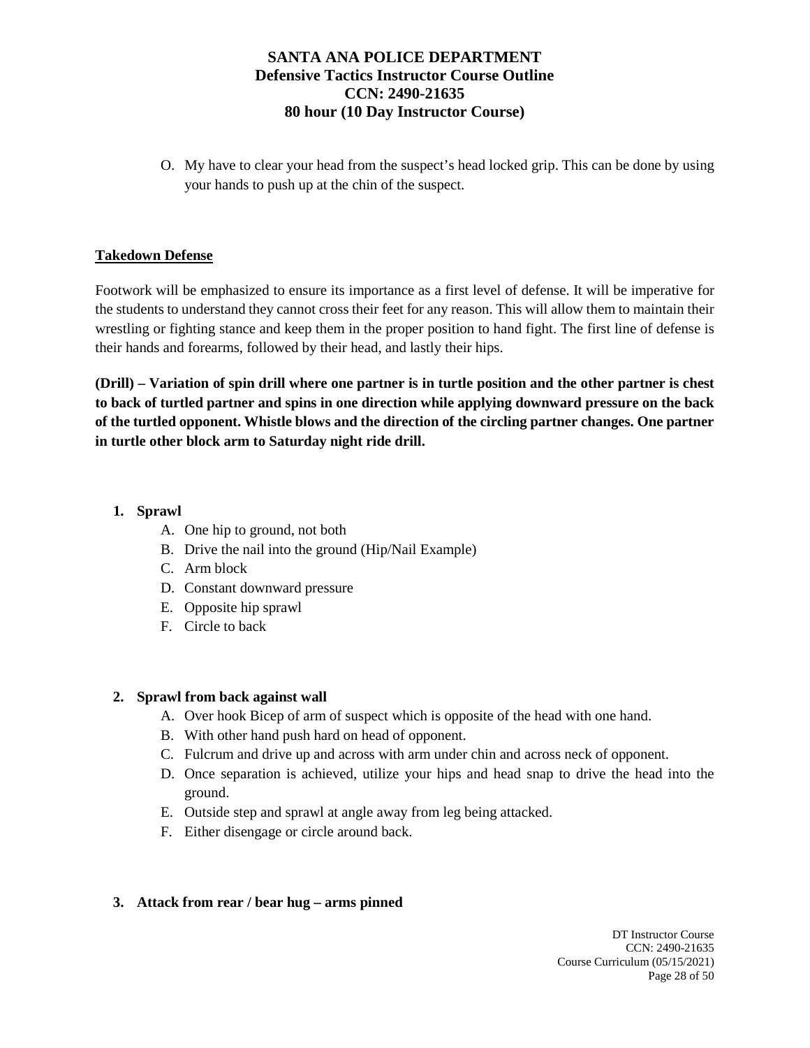O. My have to clear your head from the suspect's head locked grip. This can be done by using your hands to push up at the chin of the suspect.

**Takedown Defense**

Footwork will be emphasized to ensure its importance as a first level of defense. It will be imperative for the students to understand they cannot cross their feet for any reason. This will allow them to maintain their wrestling or fighting stance and keep them in the proper position to hand fight. The first line of defense is their hands and forearms, followed by their head, and lastly their hips.

**(Drill) – Variation of spin drill where one partner is in turtle position and the other partner is chest to back of turtled partner and spins in one direction while applying downward pressure on the back of the turtled opponent. Whistle blows and the direction of the circling partner changes. One partner in turtle other block arm to Saturday night ride drill.**

1. **Sprawl**
   A. One hip to ground, not both
   B. Drive the nail into the ground (Hip/Nail Example)
   C. Arm block
   D. Constant downward pressure
   E. Opposite hip sprawl
   F. Circle to back

2. **Sprawl from back against wall**
   A. Over hook Bicep of arm of suspect which is opposite of the head with one hand.
   B. With other hand push hard on head of opponent.
   C. Fulcrum and drive up and across with arm under chin and across neck of opponent.
   D. Once separation is achieved, utilize your hips and head snap to drive the head into the ground.
   E. Outside step and sprawl at angle away from leg being attacked.
   F. Either disengage or circle around back.

3. **Attack from rear / bear hug – arms pinned**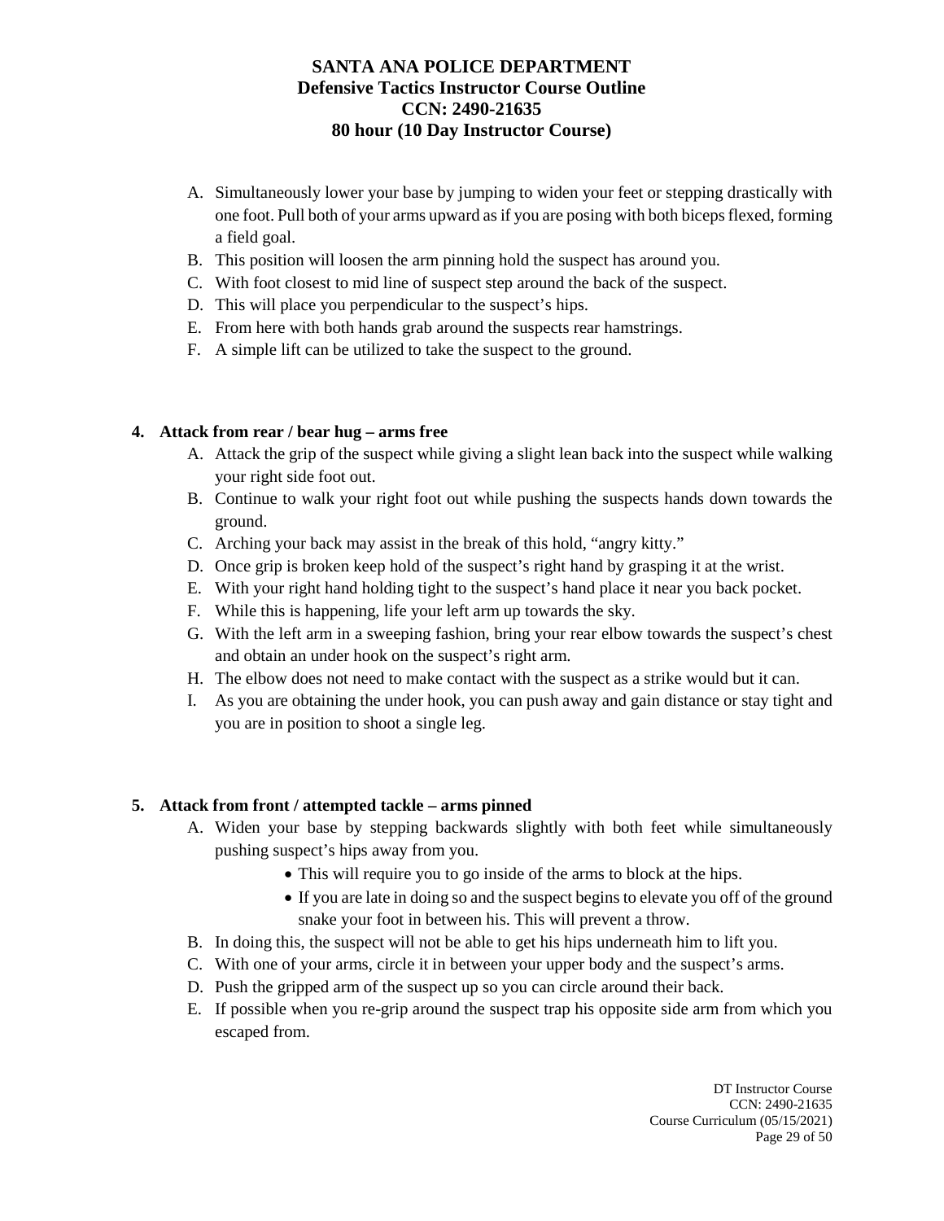A. Simultaneously lower your base by jumping to widen your feet or stepping drastically with one foot. Pull both of your arms upward as if you are posing with both biceps flexed, forming a field goal.
B. This position will loosen the arm pinning hold the suspect has around you.
C. With foot closest to mid line of suspect step around the back of the suspect.
D. This will place you perpendicular to the suspect's hips.
E. From here with both hands grab around the suspects rear hamstrings.
F. A simple lift can be utilized to take the suspect to the ground.

**4. Attack from rear / bear hug – arms free**

A. Attack the grip of the suspect while giving a slight lean back into the suspect while walking your right side foot out.
B. Continue to walk your right foot out while pushing the suspects hands down towards the ground.
C. Arching your back may assist in the break of this hold, "angry kitty."
D. Once grip is broken keep hold of the suspect's right hand by grasping it at the wrist.
E. With your right hand holding tight to the suspect's hand place it near you back pocket.
F. While this is happening, life your left arm up towards the sky.
G. With the left arm in a sweeping fashion, bring your rear elbow towards the suspect's chest and obtain an under hook on the suspect's right arm.
H. The elbow does not need to make contact with the suspect as a strike would but it can.
I. As you are obtaining the under hook, you can push away and gain distance or stay tight and you are in position to shoot a single leg.

**5. Attack from front / attempted tackle – arms pinned**

A. Widen your base by stepping backwards slightly with both feet while simultaneously pushing suspect's hips away from you.
   - This will require you to go inside of the arms to block at the hips.
   - If you are late in doing so and the suspect begins to elevate you off of the ground snake your foot in between his. This will prevent a throw.
B. In doing this, the suspect will not be able to get his hips underneath him to lift you.
C. With one of your arms, circle it in between your upper body and the suspect's arms.
D. Push the gripped arm of the suspect up so you can circle around their back.
E. If possible when you re-grip around the suspect trap his opposite side arm from which you escaped from.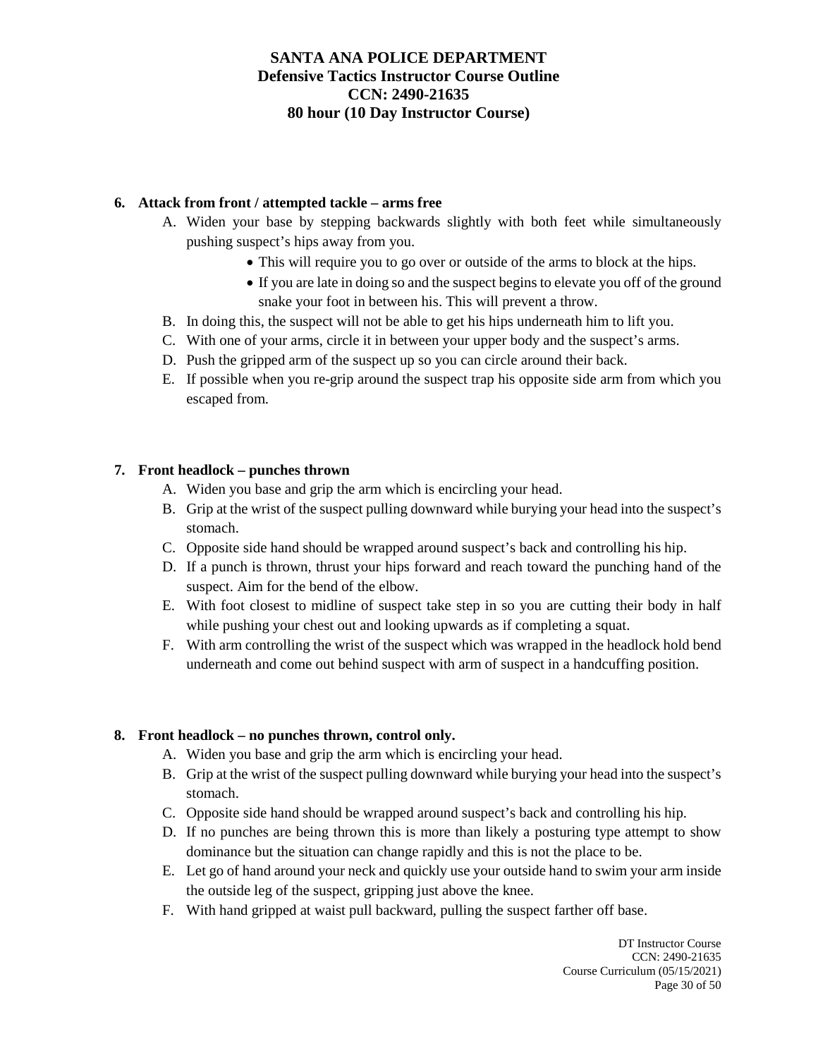**6. Attack from front / attempted tackle – arms free**

A. Widen your base by stepping backwards slightly with both feet while simultaneously pushing suspect's hips away from you.
   - This will require you to go over or outside of the arms to block at the hips.
   - If you are late in doing so and the suspect begins to elevate you off of the ground snake your foot in between his. This will prevent a throw.

B. In doing this, the suspect will not be able to get his hips underneath him to lift you.

C. With one of your arms, circle it in between your upper body and the suspect's arms.

D. Push the gripped arm of the suspect up so you can circle around their back.

E. If possible when you re-grip around the suspect trap his opposite side arm from which you escaped from.

**7. Front headlock – punches thrown**

A. Widen you base and grip the arm which is encircling your head.

B. Grip at the wrist of the suspect pulling downward while burying your head into the suspect's stomach.

C. Opposite side hand should be wrapped around suspect's back and controlling his hip.

D. If a punch is thrown, thrust your hips forward and reach toward the punching hand of the suspect. Aim for the bend of the elbow.

E. With foot closest to midline of suspect take step in so you are cutting their body in half while pushing your chest out and looking upwards as if completing a squat.

F. With arm controlling the wrist of the suspect which was wrapped in the headlock hold bend underneath and come out behind suspect with arm of suspect in a handcuffing position.

**8. Front headlock – no punches thrown, control only.**

A. Widen you base and grip the arm which is encircling your head.

B. Grip at the wrist of the suspect pulling downward while burying your head into the suspect's stomach.

C. Opposite side hand should be wrapped around suspect's back and controlling his hip.

D. If no punches are being thrown this is more than likely a posturing type attempt to show dominance but the situation can change rapidly and this is not the place to be.

E. Let go of hand around your neck and quickly use your outside hand to swim your arm inside the outside leg of the suspect, gripping just above the knee.

F. With hand gripped at waist pull backward, pulling the suspect farther off base.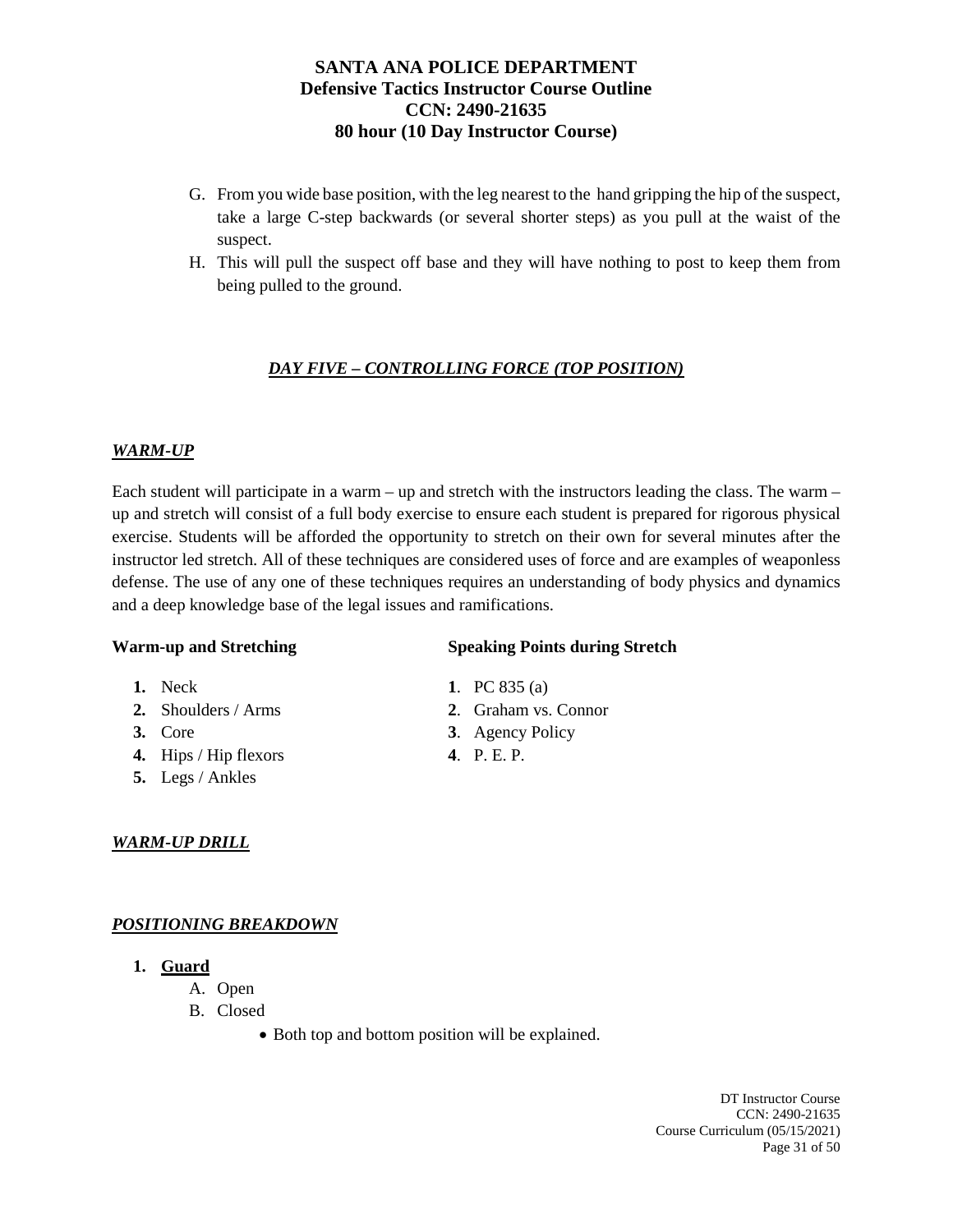G. From you wide base position, with the leg nearest to the hand gripping the hip of the suspect, take a large C-step backwards (or several shorter steps) as you pull at the waist of the suspect.

H. This will pull the suspect off base and they will have nothing to post to keep them from being pulled to the ground.

## ***DAY FIVE – CONTROLLING FORCE (TOP POSITION)***

### ***WARM-UP***

Each student will participate in a warm – up and stretch with the instructors leading the class. The warm – up and stretch will consist of a full body exercise to ensure each student is prepared for rigorous physical exercise. Students will be afforded the opportunity to stretch on their own for several minutes after the instructor led stretch. All of these techniques are considered uses of force and are examples of weaponless defense. The use of any one of these techniques requires an understanding of body physics and dynamics and a deep knowledge base of the legal issues and ramifications.

**Warm-up and Stretching**

1. Neck
2. Shoulders / Arms
3. Core
4. Hips / Hip flexors
5. Legs / Ankles

**Speaking Points during Stretch**

1. PC 835 (a)
2. Graham vs. Connor
3. Agency Policy
4. P. E. P.

### ***WARM-UP DRILL***

### ***POSITIONING BREAKDOWN***

1. **Guard**
   - A. Open
   - B. Closed
     - Both top and bottom position will be explained.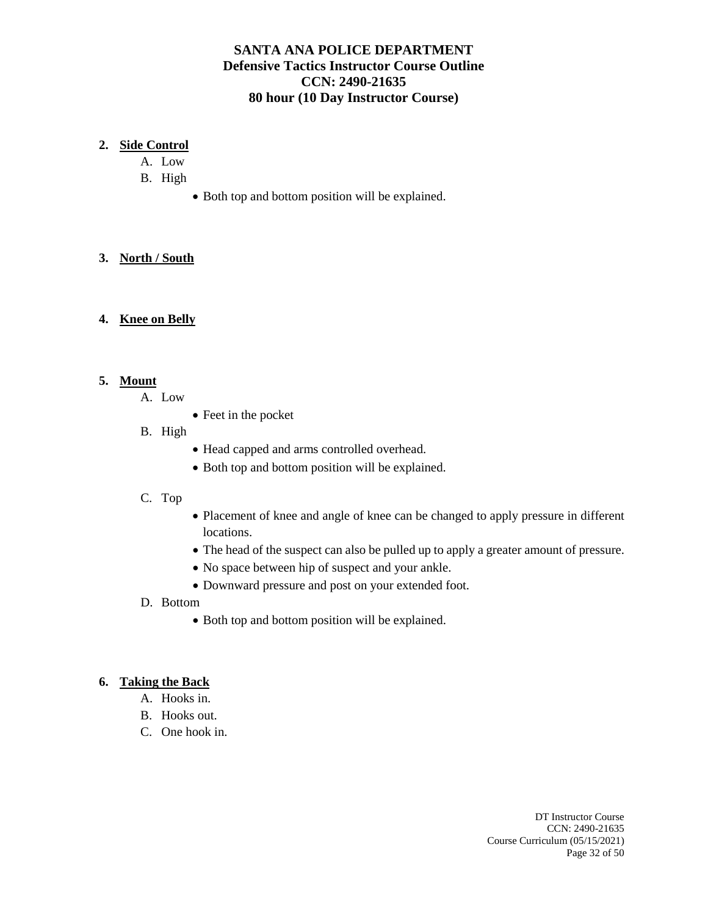**2. Side Control**

A. Low

B. High

- Both top and bottom position will be explained.

**3. North / South**

**4. Knee on Belly**

**5. Mount**

A. Low

- Feet in the pocket

B. High

- Head capped and arms controlled overhead.
- Both top and bottom position will be explained.

C. Top

- Placement of knee and angle of knee can be changed to apply pressure in different locations.
- The head of the suspect can also be pulled up to apply a greater amount of pressure.
- No space between hip of suspect and your ankle.
- Downward pressure and post on your extended foot.

D. Bottom

- Both top and bottom position will be explained.

**6. Taking the Back**

A. Hooks in.

B. Hooks out.

C. One hook in.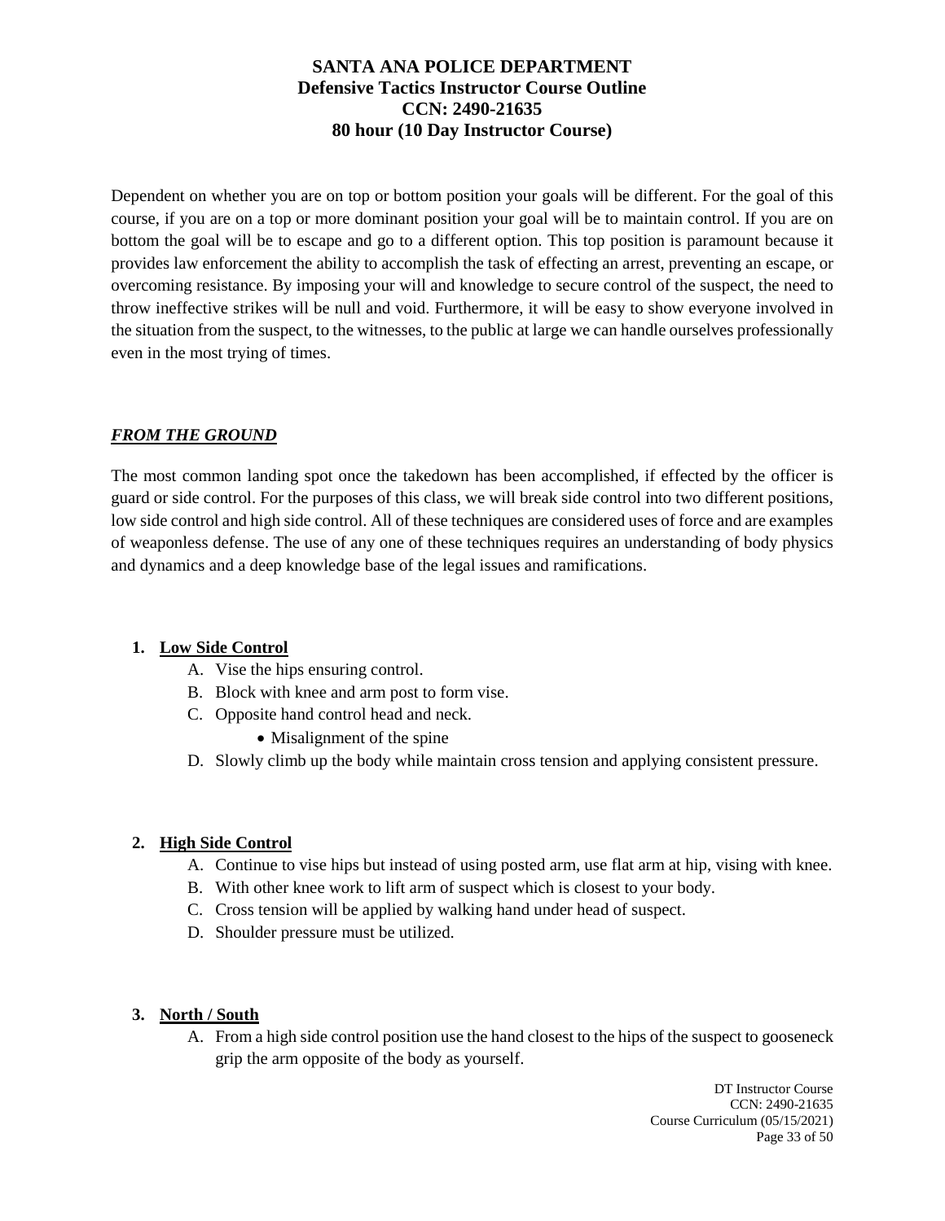Dependent on whether you are on top or bottom position your goals will be different. For the goal of this course, if you are on a top or more dominant position your goal will be to maintain control. If you are on bottom the goal will be to escape and go to a different option. This top position is paramount because it provides law enforcement the ability to accomplish the task of effecting an arrest, preventing an escape, or overcoming resistance. By imposing your will and knowledge to secure control of the suspect, the need to throw ineffective strikes will be null and void. Furthermore, it will be easy to show everyone involved in the situation from the suspect, to the witnesses, to the public at large we can handle ourselves professionally even in the most trying of times.

***FROM THE GROUND***

The most common landing spot once the takedown has been accomplished, if effected by the officer is guard or side control. For the purposes of this class, we will break side control into two different positions, low side control and high side control. All of these techniques are considered uses of force and are examples of weaponless defense. The use of any one of these techniques requires an understanding of body physics and dynamics and a deep knowledge base of the legal issues and ramifications.

**1. Low Side Control**

- A. Vise the hips ensuring control.
- B. Block with knee and arm post to form vise.
- C. Opposite hand control head and neck.
  - Misalignment of the spine
- D. Slowly climb up the body while maintain cross tension and applying consistent pressure.

**2. High Side Control**

- A. Continue to vise hips but instead of using posted arm, use flat arm at hip, vising with knee.
- B. With other knee work to lift arm of suspect which is closest to your body.
- C. Cross tension will be applied by walking hand under head of suspect.
- D. Shoulder pressure must be utilized.

**3. North / South**

- A. From a high side control position use the hand closest to the hips of the suspect to gooseneck grip the arm opposite of the body as yourself.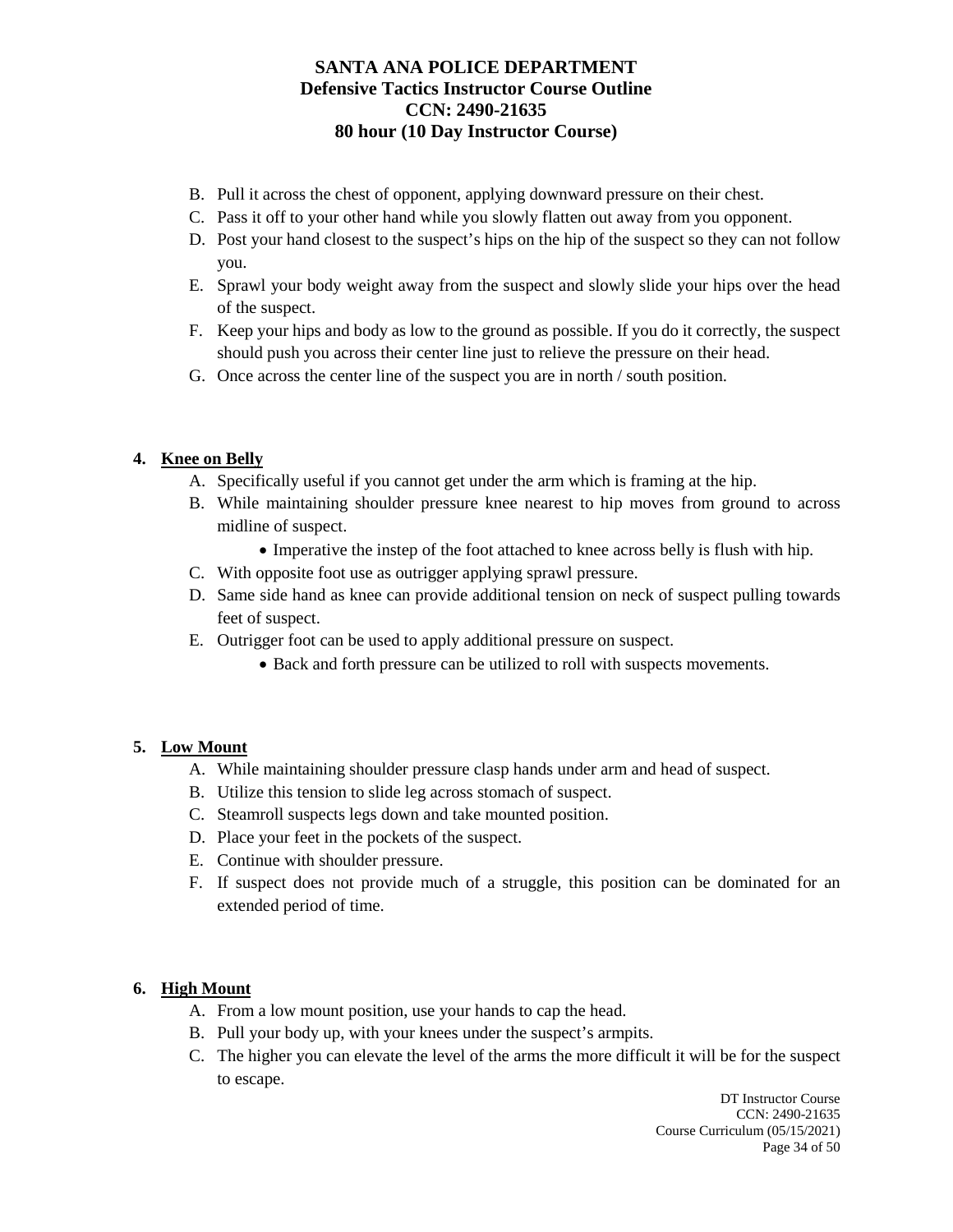B. Pull it across the chest of opponent, applying downward pressure on their chest.
C. Pass it off to your other hand while you slowly flatten out away from you opponent.
D. Post your hand closest to the suspect's hips on the hip of the suspect so they can not follow you.
E. Sprawl your body weight away from the suspect and slowly slide your hips over the head of the suspect.
F. Keep your hips and body as low to the ground as possible. If you do it correctly, the suspect should push you across their center line just to relieve the pressure on their head.
G. Once across the center line of the suspect you are in north / south position.

**4. Knee on Belly**

A. Specifically useful if you cannot get under the arm which is framing at the hip.
B. While maintaining shoulder pressure knee nearest to hip moves from ground to across midline of suspect.
   - Imperative the instep of the foot attached to knee across belly is flush with hip.
C. With opposite foot use as outrigger applying sprawl pressure.
D. Same side hand as knee can provide additional tension on neck of suspect pulling towards feet of suspect.
E. Outrigger foot can be used to apply additional pressure on suspect.
   - Back and forth pressure can be utilized to roll with suspects movements.

**5. Low Mount**

A. While maintaining shoulder pressure clasp hands under arm and head of suspect.
B. Utilize this tension to slide leg across stomach of suspect.
C. Steamroll suspects legs down and take mounted position.
D. Place your feet in the pockets of the suspect.
E. Continue with shoulder pressure.
F. If suspect does not provide much of a struggle, this position can be dominated for an extended period of time.

**6. High Mount**

A. From a low mount position, use your hands to cap the head.
B. Pull your body up, with your knees under the suspect's armpits.
C. The higher you can elevate the level of the arms the more difficult it will be for the suspect to escape.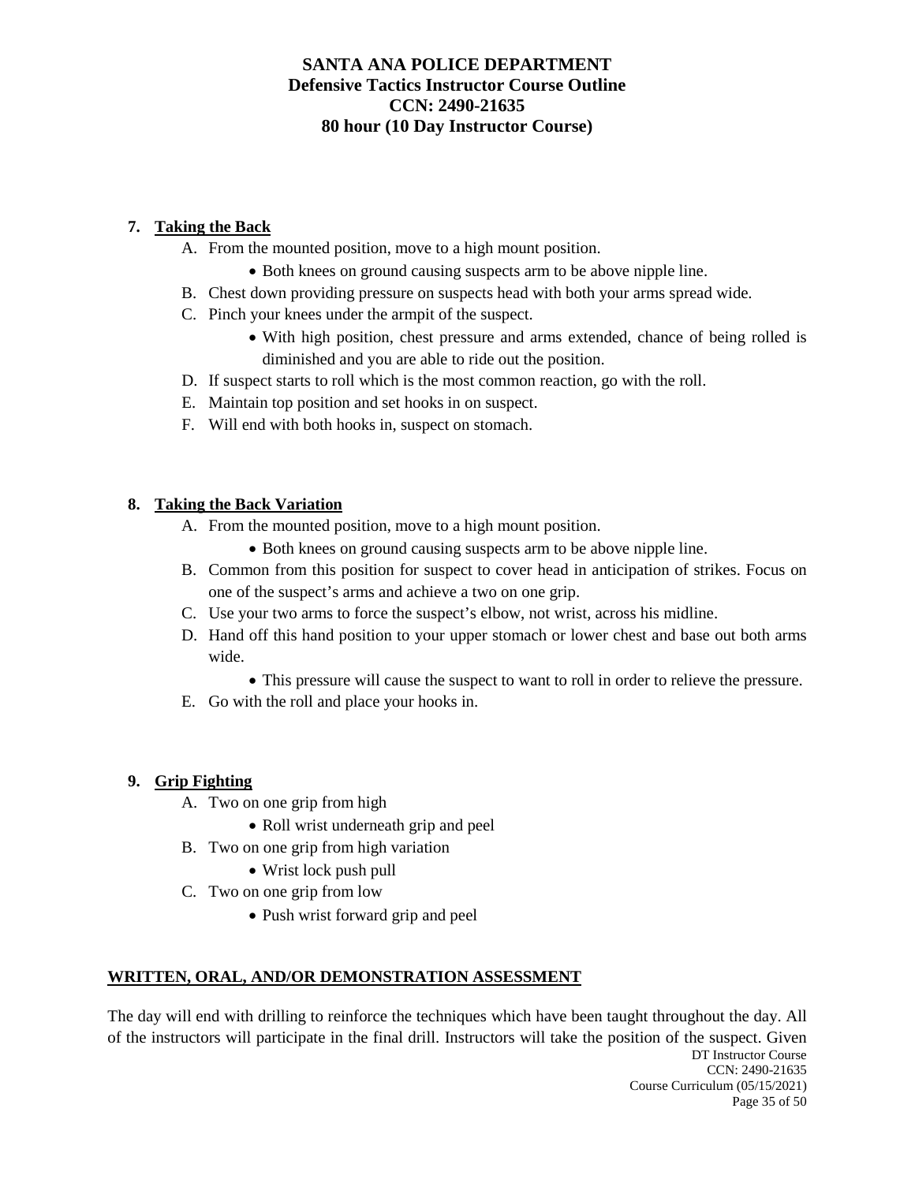**7. Taking the Back**

A. From the mounted position, move to a high mount position.
   - Both knees on ground causing suspects arm to be above nipple line.

B. Chest down providing pressure on suspects head with both your arms spread wide.

C. Pinch your knees under the armpit of the suspect.
   - With high position, chest pressure and arms extended, chance of being rolled is diminished and you are able to ride out the position.

D. If suspect starts to roll which is the most common reaction, go with the roll.

E. Maintain top position and set hooks in on suspect.

F. Will end with both hooks in, suspect on stomach.

**8. Taking the Back Variation**

A. From the mounted position, move to a high mount position.
   - Both knees on ground causing suspects arm to be above nipple line.

B. Common from this position for suspect to cover head in anticipation of strikes. Focus on one of the suspect's arms and achieve a two on one grip.

C. Use your two arms to force the suspect's elbow, not wrist, across his midline.

D. Hand off this hand position to your upper stomach or lower chest and base out both arms wide.
   - This pressure will cause the suspect to want to roll in order to relieve the pressure.

E. Go with the roll and place your hooks in.

**9. Grip Fighting**

A. Two on one grip from high
   - Roll wrist underneath grip and peel

B. Two on one grip from high variation
   - Wrist lock push pull

C. Two on one grip from low
   - Push wrist forward grip and peel

## WRITTEN, ORAL, AND/OR DEMONSTRATION ASSESSMENT

The day will end with drilling to reinforce the techniques which have been taught throughout the day. All of the instructors will participate in the final drill. Instructors will take the position of the suspect. Given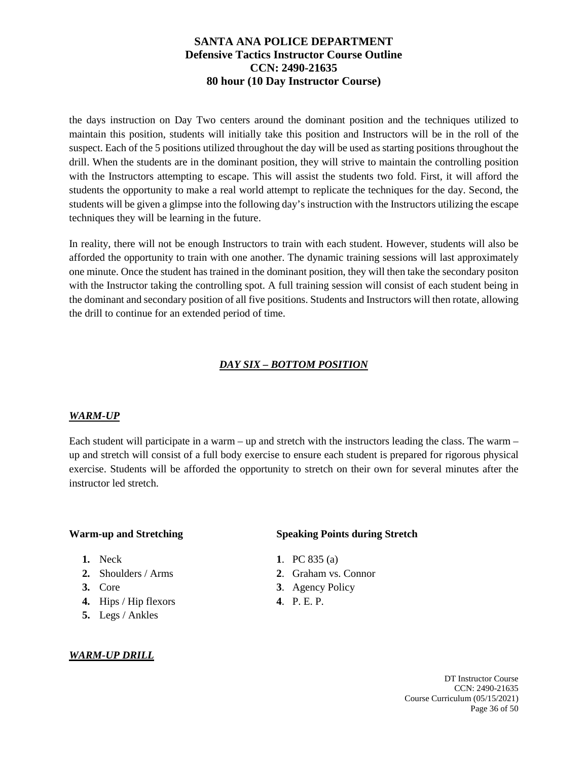the days instruction on Day Two centers around the dominant position and the techniques utilized to maintain this position, students will initially take this position and Instructors will be in the roll of the suspect. Each of the 5 positions utilized throughout the day will be used as starting positions throughout the drill. When the students are in the dominant position, they will strive to maintain the controlling position with the Instructors attempting to escape. This will assist the students two fold. First, it will afford the students the opportunity to make a real world attempt to replicate the techniques for the day. Second, the students will be given a glimpse into the following day's instruction with the Instructors utilizing the escape techniques they will be learning in the future.

In reality, there will not be enough Instructors to train with each student. However, students will also be afforded the opportunity to train with one another. The dynamic training sessions will last approximately one minute. Once the student has trained in the dominant position, they will then take the secondary positon with the Instructor taking the controlling spot. A full training session will consist of each student being in the dominant and secondary position of all five positions. Students and Instructors will then rotate, allowing the drill to continue for an extended period of time.

## *DAY SIX – BOTTOM POSITION*

### *WARM-UP*

Each student will participate in a warm – up and stretch with the instructors leading the class. The warm – up and stretch will consist of a full body exercise to ensure each student is prepared for rigorous physical exercise. Students will be afforded the opportunity to stretch on their own for several minutes after the instructor led stretch.

**Warm-up and Stretching**

1. Neck
2. Shoulders / Arms
3. Core
4. Hips / Hip flexors
5. Legs / Ankles

**Speaking Points during Stretch**

1. PC 835 (a)
2. Graham vs. Connor
3. Agency Policy
4. P. E. P.

### *WARM-UP DRILL*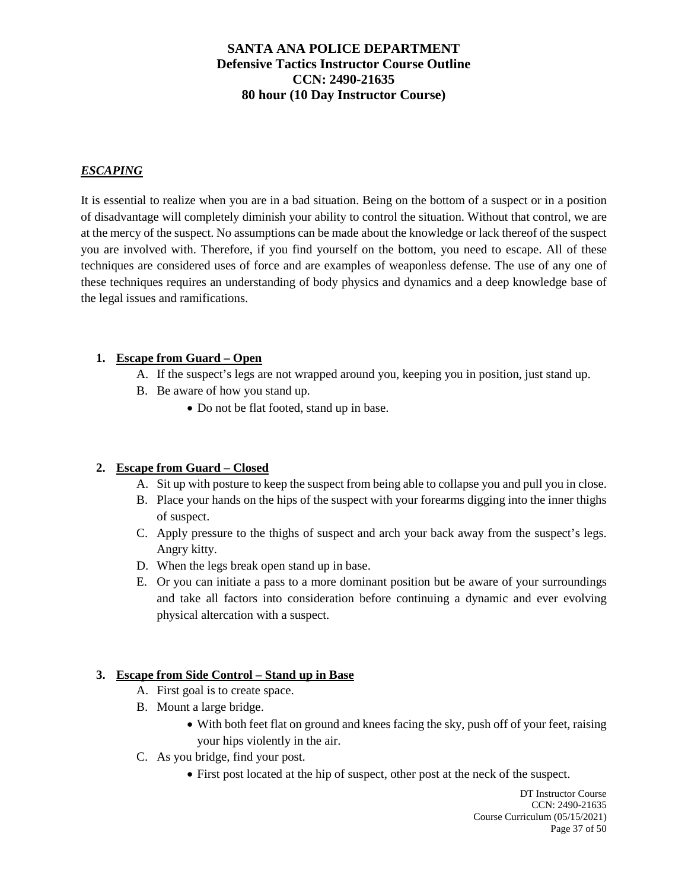# SANTA ANA POLICE DEPARTMENT
## Defensive Tactics Instructor Course Outline
## CCN: 2490-21635
## 80 hour (10 Day Instructor Course)

***ESCAPING***

It is essential to realize when you are in a bad situation. Being on the bottom of a suspect or in a position of disadvantage will completely diminish your ability to control the situation. Without that control, we are at the mercy of the suspect. No assumptions can be made about the knowledge or lack thereof of the suspect you are involved with. Therefore, if you find yourself on the bottom, you need to escape. All of these techniques are considered uses of force and are examples of weaponless defense. The use of any one of these techniques requires an understanding of body physics and dynamics and a deep knowledge base of the legal issues and ramifications.

1. **Escape from Guard – Open**
   - A. If the suspect's legs are not wrapped around you, keeping you in position, just stand up.
   - B. Be aware of how you stand up.
     - Do not be flat footed, stand up in base.

2. **Escape from Guard – Closed**
   - A. Sit up with posture to keep the suspect from being able to collapse you and pull you in close.
   - B. Place your hands on the hips of the suspect with your forearms digging into the inner thighs of suspect.
   - C. Apply pressure to the thighs of suspect and arch your back away from the suspect's legs. Angry kitty.
   - D. When the legs break open stand up in base.
   - E. Or you can initiate a pass to a more dominant position but be aware of your surroundings and take all factors into consideration before continuing a dynamic and ever evolving physical altercation with a suspect.

3. **Escape from Side Control – Stand up in Base**
   - A. First goal is to create space.
   - B. Mount a large bridge.
     - With both feet flat on ground and knees facing the sky, push off of your feet, raising your hips violently in the air.
   - C. As you bridge, find your post.
     - First post located at the hip of suspect, other post at the neck of the suspect.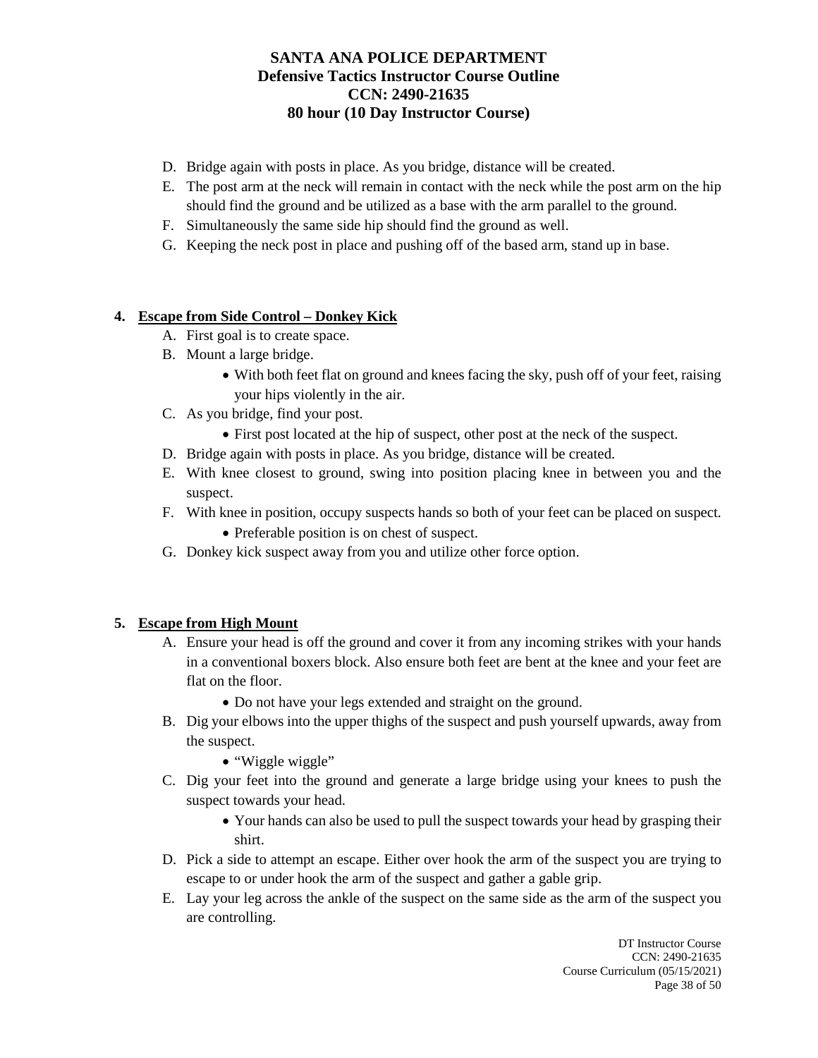D. Bridge again with posts in place. As you bridge, distance will be created.
E. The post arm at the neck will remain in contact with the neck while the post arm on the hip should find the ground and be utilized as a base with the arm parallel to the ground.
F. Simultaneously the same side hip should find the ground as well.
G. Keeping the neck post in place and pushing off of the based arm, stand up in base.

**4. <u>Escape from Side Control – Donkey Kick</u>**

A. First goal is to create space.
B. Mount a large bridge.
  - With both feet flat on ground and knees facing the sky, push off of your feet, raising your hips violently in the air.
C. As you bridge, find your post.
  - First post located at the hip of suspect, other post at the neck of the suspect.
D. Bridge again with posts in place. As you bridge, distance will be created.
E. With knee closest to ground, swing into position placing knee in between you and the suspect.
F. With knee in position, occupy suspects hands so both of your feet can be placed on suspect.
  - Preferable position is on chest of suspect.
G. Donkey kick suspect away from you and utilize other force option.

**5. <u>Escape from High Mount</u>**

A. Ensure your head is off the ground and cover it from any incoming strikes with your hands in a conventional boxers block. Also ensure both feet are bent at the knee and your feet are flat on the floor.
  - Do not have your legs extended and straight on the ground.
B. Dig your elbows into the upper thighs of the suspect and push yourself upwards, away from the suspect.
  - "Wiggle wiggle"
C. Dig your feet into the ground and generate a large bridge using your knees to push the suspect towards your head.
  - Your hands can also be used to pull the suspect towards your head by grasping their shirt.
D. Pick a side to attempt an escape. Either over hook the arm of the suspect you are trying to escape to or under hook the arm of the suspect and gather a gable grip.
E. Lay your leg across the ankle of the suspect on the same side as the arm of the suspect you are controlling.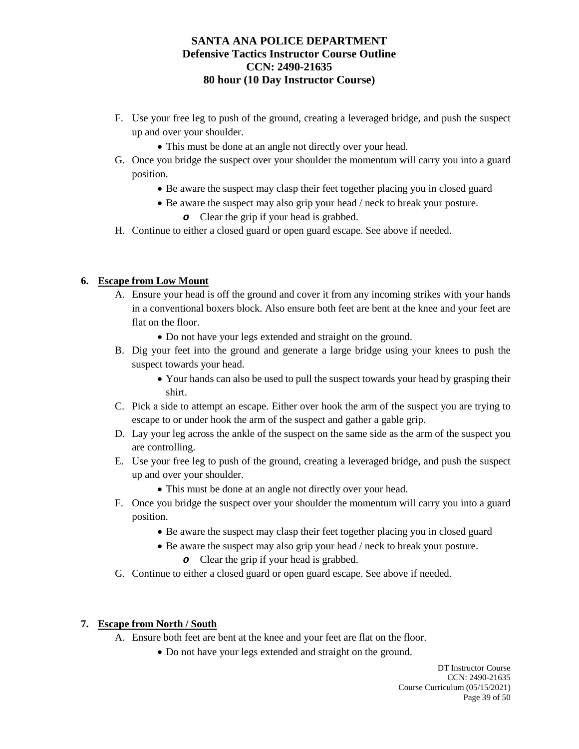F. Use your free leg to push of the ground, creating a leveraged bridge, and push the suspect up and over your shoulder.
   - This must be done at an angle not directly over your head.

G. Once you bridge the suspect over your shoulder the momentum will carry you into a guard position.
   - Be aware the suspect may clasp their feet together placing you in closed guard
   - Be aware the suspect may also grip your head / neck to break your posture.
     - Clear the grip if your head is grabbed.

H. Continue to either a closed guard or open guard escape. See above if needed.

**6. <u>Escape from Low Mount</u>**

A. Ensure your head is off the ground and cover it from any incoming strikes with your hands in a conventional boxers block. Also ensure both feet are bent at the knee and your feet are flat on the floor.
   - Do not have your legs extended and straight on the ground.

B. Dig your feet into the ground and generate a large bridge using your knees to push the suspect towards your head.
   - Your hands can also be used to pull the suspect towards your head by grasping their shirt.

C. Pick a side to attempt an escape. Either over hook the arm of the suspect you are trying to escape to or under hook the arm of the suspect and gather a gable grip.

D. Lay your leg across the ankle of the suspect on the same side as the arm of the suspect you are controlling.

E. Use your free leg to push of the ground, creating a leveraged bridge, and push the suspect up and over your shoulder.
   - This must be done at an angle not directly over your head.

F. Once you bridge the suspect over your shoulder the momentum will carry you into a guard position.
   - Be aware the suspect may clasp their feet together placing you in closed guard
   - Be aware the suspect may also grip your head / neck to break your posture.
     - Clear the grip if your head is grabbed.

G. Continue to either a closed guard or open guard escape. See above if needed.

**7. <u>Escape from North / South</u>**

A. Ensure both feet are bent at the knee and your feet are flat on the floor.
   - Do not have your legs extended and straight on the ground.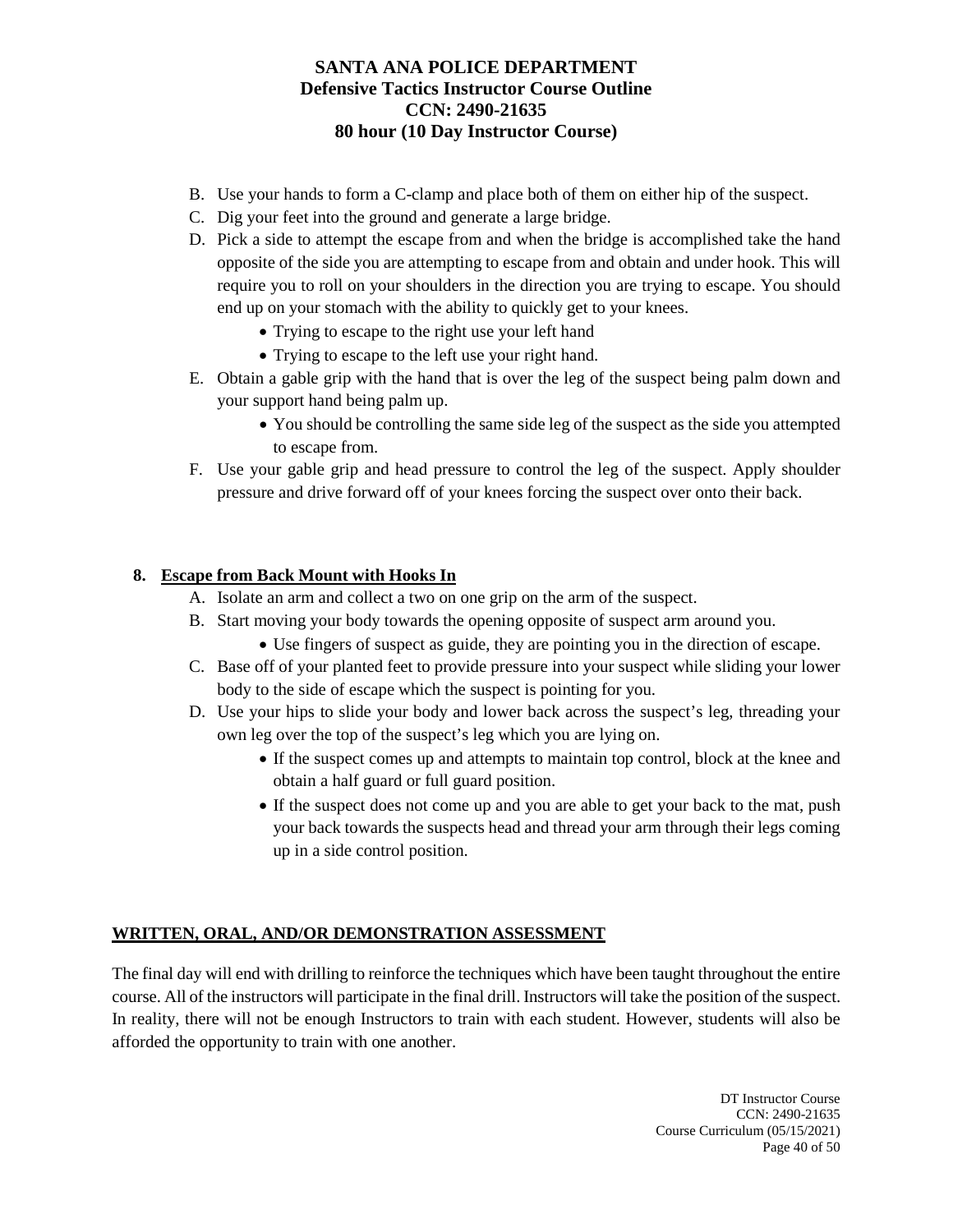B. Use your hands to form a C-clamp and place both of them on either hip of the suspect.

C. Dig your feet into the ground and generate a large bridge.

D. Pick a side to attempt the escape from and when the bridge is accomplished take the hand opposite of the side you are attempting to escape from and obtain and under hook. This will require you to roll on your shoulders in the direction you are trying to escape. You should end up on your stomach with the ability to quickly get to your knees.
   - Trying to escape to the right use your left hand
   - Trying to escape to the left use your right hand.

E. Obtain a gable grip with the hand that is over the leg of the suspect being palm down and your support hand being palm up.
   - You should be controlling the same side leg of the suspect as the side you attempted to escape from.

F. Use your gable grip and head pressure to control the leg of the suspect. Apply shoulder pressure and drive forward off of your knees forcing the suspect over onto their back.

**8. <u>Escape from Back Mount with Hooks In</u>**

A. Isolate an arm and collect a two on one grip on the arm of the suspect.

B. Start moving your body towards the opening opposite of suspect arm around you.
   - Use fingers of suspect as guide, they are pointing you in the direction of escape.

C. Base off of your planted feet to provide pressure into your suspect while sliding your lower body to the side of escape which the suspect is pointing for you.

D. Use your hips to slide your body and lower back across the suspect's leg, threading your own leg over the top of the suspect's leg which you are lying on.
   - If the suspect comes up and attempts to maintain top control, block at the knee and obtain a half guard or full guard position.
   - If the suspect does not come up and you are able to get your back to the mat, push your back towards the suspects head and thread your arm through their legs coming up in a side control position.

## WRITTEN, ORAL, AND/OR DEMONSTRATION ASSESSMENT

The final day will end with drilling to reinforce the techniques which have been taught throughout the entire course. All of the instructors will participate in the final drill. Instructors will take the position of the suspect. In reality, there will not be enough Instructors to train with each student. However, students will also be afforded the opportunity to train with one another.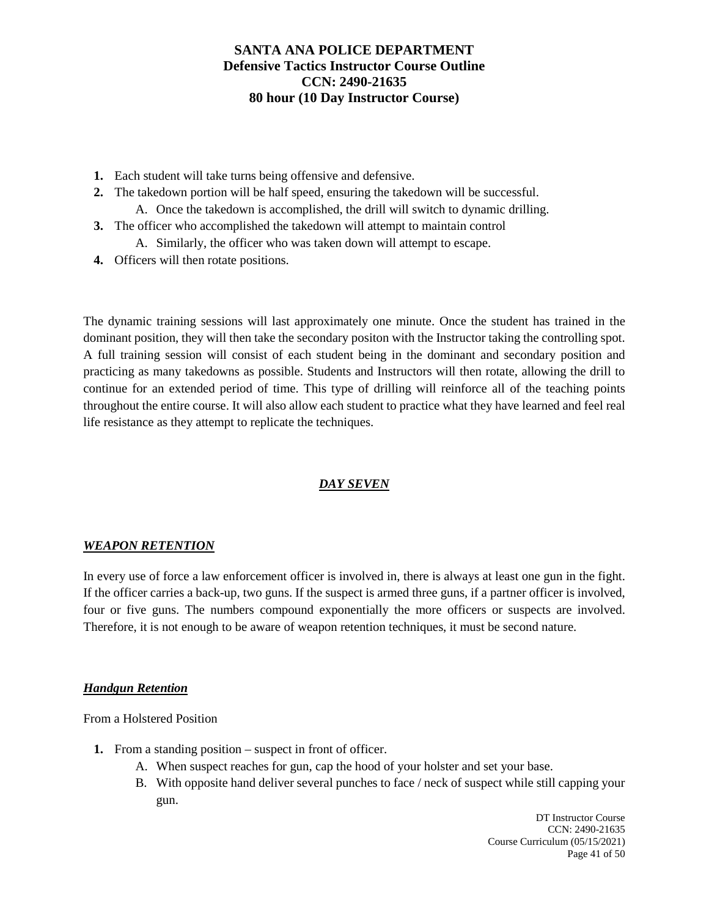1. Each student will take turns being offensive and defensive.
2. The takedown portion will be half speed, ensuring the takedown will be successful.
   A. Once the takedown is accomplished, the drill will switch to dynamic drilling.
3. The officer who accomplished the takedown will attempt to maintain control
   A. Similarly, the officer who was taken down will attempt to escape.
4. Officers will then rotate positions.

The dynamic training sessions will last approximately one minute. Once the student has trained in the dominant position, they will then take the secondary positon with the Instructor taking the controlling spot. A full training session will consist of each student being in the dominant and secondary position and practicing as many takedowns as possible. Students and Instructors will then rotate, allowing the drill to continue for an extended period of time. This type of drilling will reinforce all of the teaching points throughout the entire course. It will also allow each student to practice what they have learned and feel real life resistance as they attempt to replicate the techniques.

## ***DAY SEVEN***

### ***WEAPON RETENTION***

In every use of force a law enforcement officer is involved in, there is always at least one gun in the fight. If the officer carries a back-up, two guns. If the suspect is armed three guns, if a partner officer is involved, four or five guns. The numbers compound exponentially the more officers or suspects are involved. Therefore, it is not enough to be aware of weapon retention techniques, it must be second nature.

#### ***Handgun Retention***

From a Holstered Position

1. From a standing position – suspect in front of officer.
   A. When suspect reaches for gun, cap the hood of your holster and set your base.
   B. With opposite hand deliver several punches to face / neck of suspect while still capping your gun.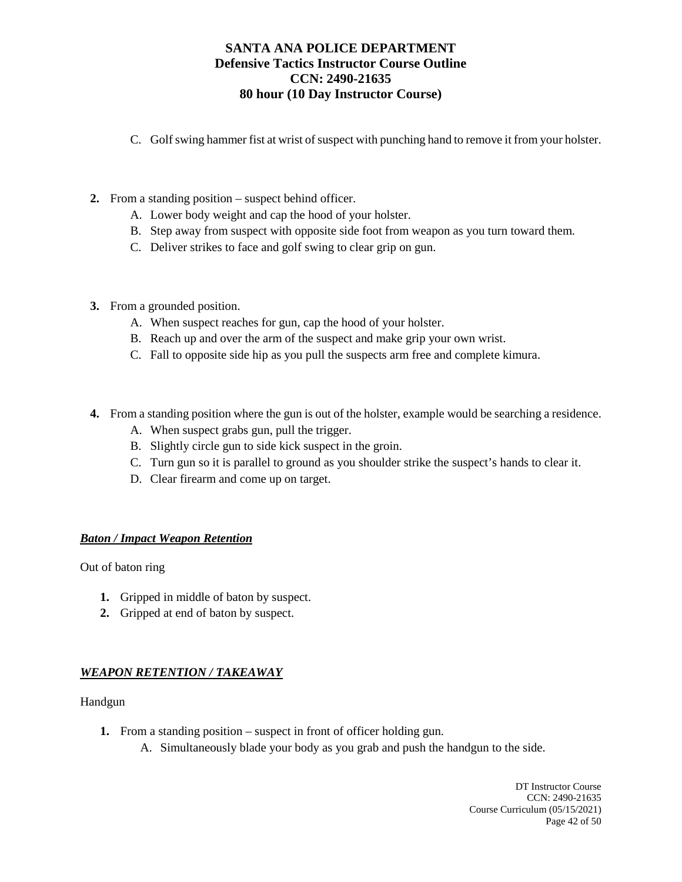C. Golf swing hammer fist at wrist of suspect with punching hand to remove it from your holster.

**2.** From a standing position – suspect behind officer.

A. Lower body weight and cap the hood of your holster.
B. Step away from suspect with opposite side foot from weapon as you turn toward them.
C. Deliver strikes to face and golf swing to clear grip on gun.

**3.** From a grounded position.

A. When suspect reaches for gun, cap the hood of your holster.
B. Reach up and over the arm of the suspect and make grip your own wrist.
C. Fall to opposite side hip as you pull the suspects arm free and complete kimura.

**4.** From a standing position where the gun is out of the holster, example would be searching a residence.

A. When suspect grabs gun, pull the trigger.
B. Slightly circle gun to side kick suspect in the groin.
C. Turn gun so it is parallel to ground as you shoulder strike the suspect's hands to clear it.
D. Clear firearm and come up on target.

***Baton / Impact Weapon Retention***

Out of baton ring

1. Gripped in middle of baton by suspect.
2. Gripped at end of baton by suspect.

***WEAPON RETENTION / TAKEAWAY***

Handgun

1. From a standing position – suspect in front of officer holding gun.

   A. Simultaneously blade your body as you grab and push the handgun to the side.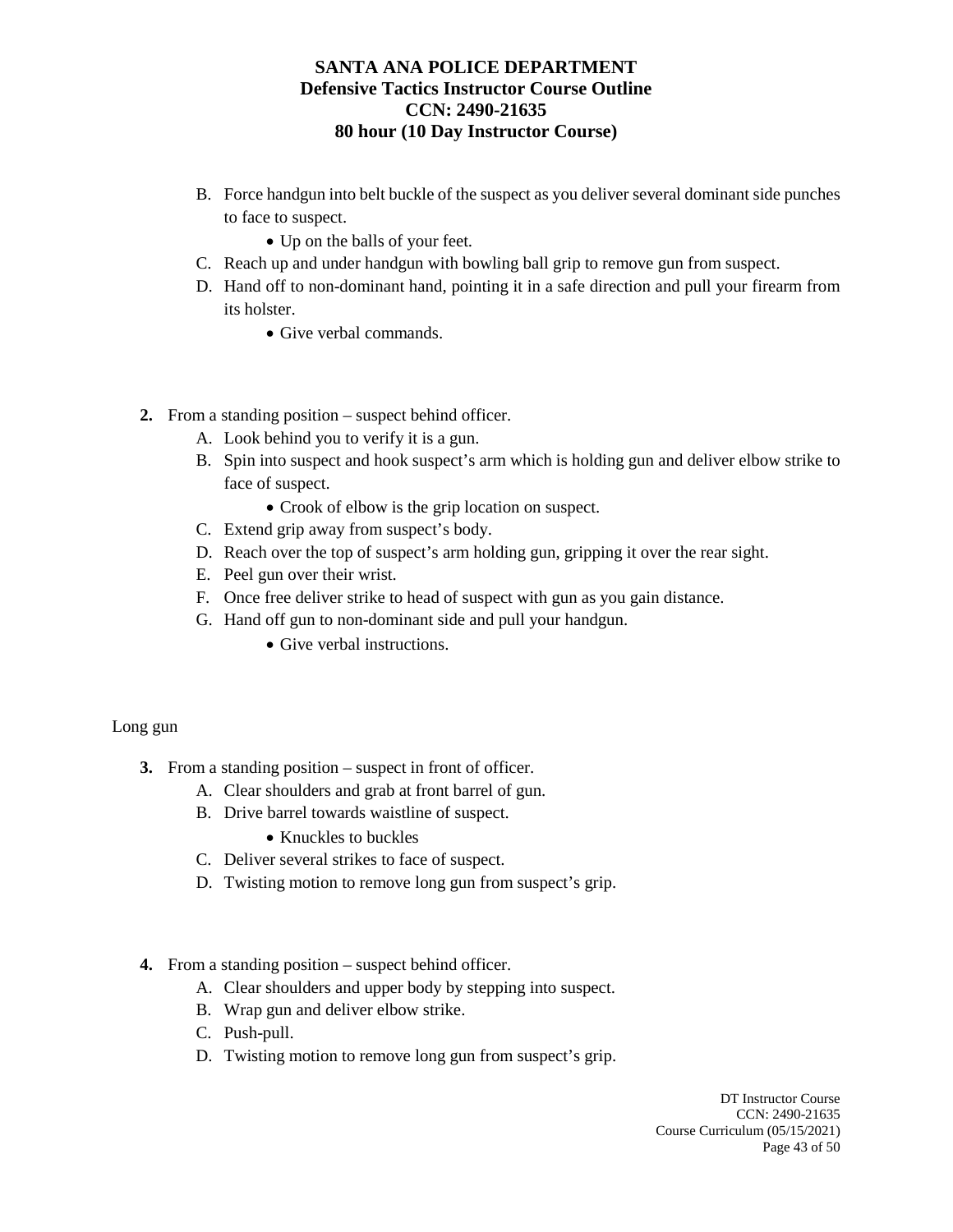B. Force handgun into belt buckle of the suspect as you deliver several dominant side punches to face to suspect.
    - Up on the balls of your feet.

C. Reach up and under handgun with bowling ball grip to remove gun from suspect.

D. Hand off to non-dominant hand, pointing it in a safe direction and pull your firearm from its holster.
    - Give verbal commands.

**2.** From a standing position – suspect behind officer.

A. Look behind you to verify it is a gun.

B. Spin into suspect and hook suspect's arm which is holding gun and deliver elbow strike to face of suspect.
    - Crook of elbow is the grip location on suspect.

C. Extend grip away from suspect's body.

D. Reach over the top of suspect's arm holding gun, gripping it over the rear sight.

E. Peel gun over their wrist.

F. Once free deliver strike to head of suspect with gun as you gain distance.

G. Hand off gun to non-dominant side and pull your handgun.
    - Give verbal instructions.

Long gun

**3.** From a standing position – suspect in front of officer.

A. Clear shoulders and grab at front barrel of gun.

B. Drive barrel towards waistline of suspect.
    - Knuckles to buckles

C. Deliver several strikes to face of suspect.

D. Twisting motion to remove long gun from suspect's grip.

**4.** From a standing position – suspect behind officer.

A. Clear shoulders and upper body by stepping into suspect.

B. Wrap gun and deliver elbow strike.

C. Push-pull.

D. Twisting motion to remove long gun from suspect's grip.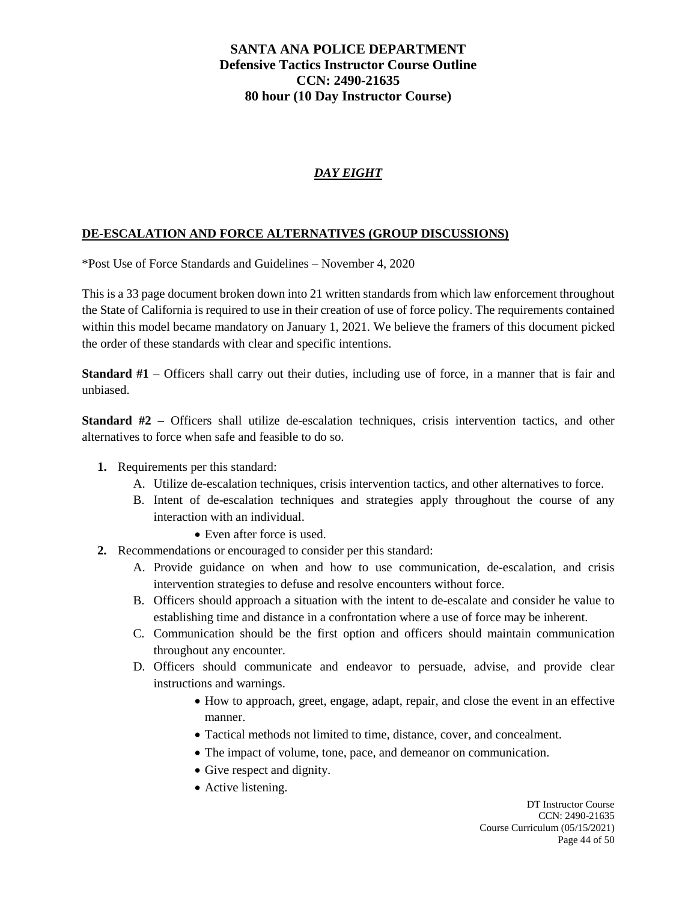# SANTA ANA POLICE DEPARTMENT
## Defensive Tactics Instructor Course Outline
## CCN: 2490-21635
## 80 hour (10 Day Instructor Course)

***DAY EIGHT***

**DE-ESCALATION AND FORCE ALTERNATIVES (GROUP DISCUSSIONS)**

*Post Use of Force Standards and Guidelines – November 4, 2020

This is a 33 page document broken down into 21 written standards from which law enforcement throughout the State of California is required to use in their creation of use of force policy. The requirements contained within this model became mandatory on January 1, 2021. We believe the framers of this document picked the order of these standards with clear and specific intentions.

**Standard #1** – Officers shall carry out their duties, including use of force, in a manner that is fair and unbiased.

**Standard #2 –** Officers shall utilize de-escalation techniques, crisis intervention tactics, and other alternatives to force when safe and feasible to do so.

1. Requirements per this standard:
   - A. Utilize de-escalation techniques, crisis intervention tactics, and other alternatives to force.
   - B. Intent of de-escalation techniques and strategies apply throughout the course of any interaction with an individual.
     - Even after force is used.
2. Recommendations or encouraged to consider per this standard:
   - A. Provide guidance on when and how to use communication, de-escalation, and crisis intervention strategies to defuse and resolve encounters without force.
   - B. Officers should approach a situation with the intent to de-escalate and consider he value to establishing time and distance in a confrontation where a use of force may be inherent.
   - C. Communication should be the first option and officers should maintain communication throughout any encounter.
   - D. Officers should communicate and endeavor to persuade, advise, and provide clear instructions and warnings.
     - How to approach, greet, engage, adapt, repair, and close the event in an effective manner.
     - Tactical methods not limited to time, distance, cover, and concealment.
     - The impact of volume, tone, pace, and demeanor on communication.
     - Give respect and dignity.
     - Active listening.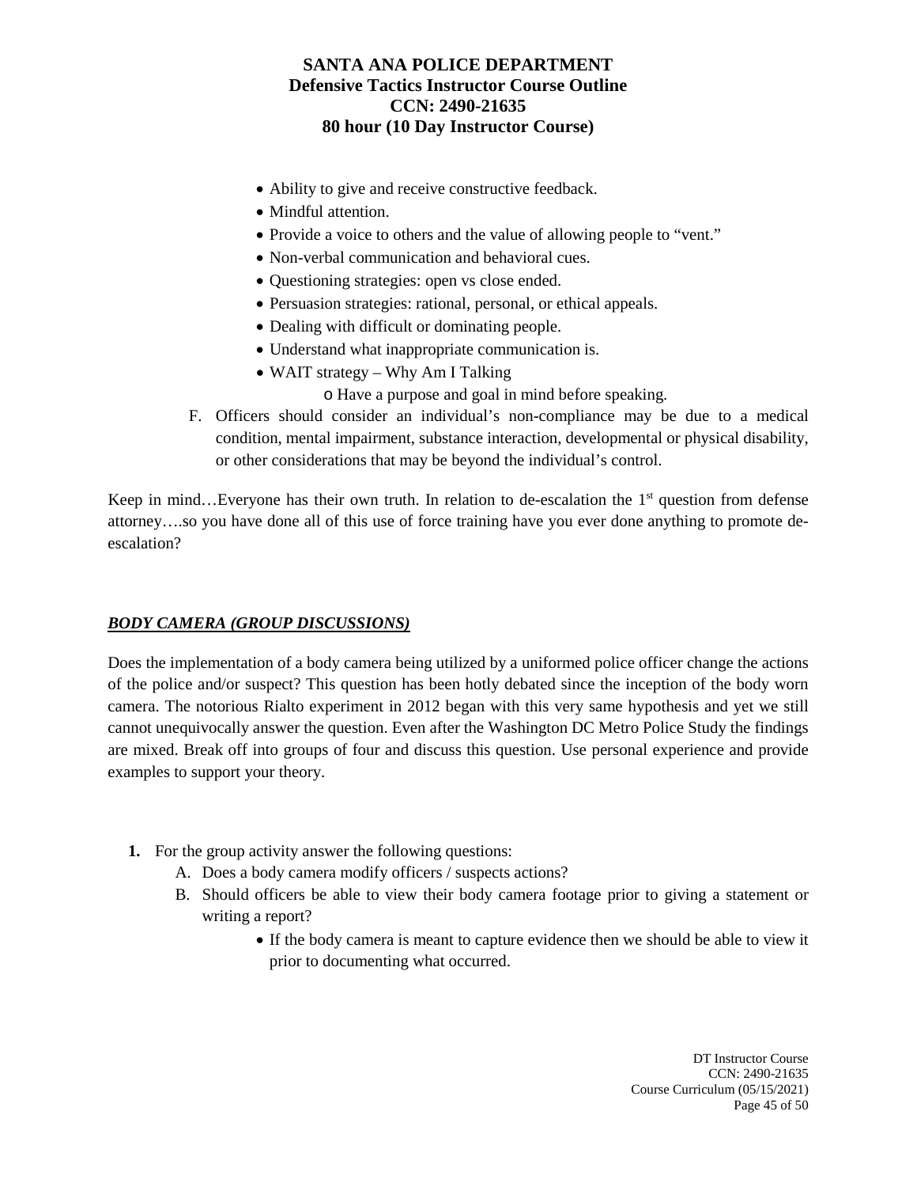- Ability to give and receive constructive feedback.
- Mindful attention.
- Provide a voice to others and the value of allowing people to "vent."
- Non-verbal communication and behavioral cues.
- Questioning strategies: open vs close ended.
- Persuasion strategies: rational, personal, or ethical appeals.
- Dealing with difficult or dominating people.
- Understand what inappropriate communication is.
- WAIT strategy – Why Am I Talking
    - Have a purpose and goal in mind before speaking.

F. Officers should consider an individual's non-compliance may be due to a medical condition, mental impairment, substance interaction, developmental or physical disability, or other considerations that may be beyond the individual's control.

Keep in mind…Everyone has their own truth. In relation to de-escalation the 1st question from defense attorney….so you have done all of this use of force training have you ever done anything to promote de-escalation?

***BODY CAMERA (GROUP DISCUSSIONS)***

Does the implementation of a body camera being utilized by a uniformed police officer change the actions of the police and/or suspect? This question has been hotly debated since the inception of the body worn camera. The notorious Rialto experiment in 2012 began with this very same hypothesis and yet we still cannot unequivocally answer the question. Even after the Washington DC Metro Police Study the findings are mixed. Break off into groups of four and discuss this question. Use personal experience and provide examples to support your theory.

1. For the group activity answer the following questions:
    A. Does a body camera modify officers / suspects actions?
    B. Should officers be able to view their body camera footage prior to giving a statement or writing a report?
        - If the body camera is meant to capture evidence then we should be able to view it prior to documenting what occurred.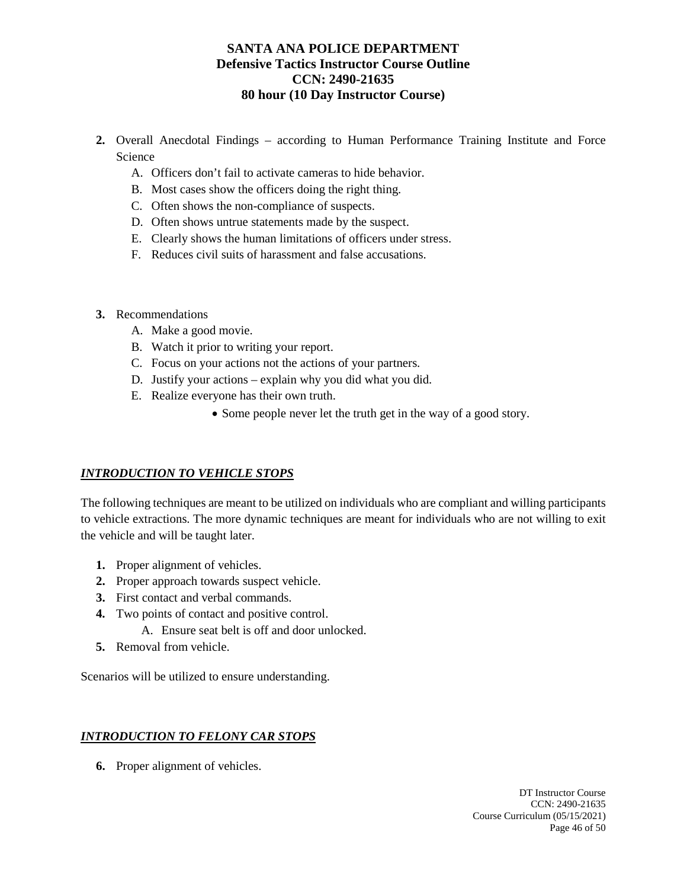2. Overall Anecdotal Findings – according to Human Performance Training Institute and Force Science
   - A. Officers don't fail to activate cameras to hide behavior.
   - B. Most cases show the officers doing the right thing.
   - C. Often shows the non-compliance of suspects.
   - D. Often shows untrue statements made by the suspect.
   - E. Clearly shows the human limitations of officers under stress.
   - F. Reduces civil suits of harassment and false accusations.

3. Recommendations
   - A. Make a good movie.
   - B. Watch it prior to writing your report.
   - C. Focus on your actions not the actions of your partners.
   - D. Justify your actions – explain why you did what you did.
   - E. Realize everyone has their own truth.
     - Some people never let the truth get in the way of a good story.

## ***INTRODUCTION TO VEHICLE STOPS***

The following techniques are meant to be utilized on individuals who are compliant and willing participants to vehicle extractions. The more dynamic techniques are meant for individuals who are not willing to exit the vehicle and will be taught later.

1. Proper alignment of vehicles.
2. Proper approach towards suspect vehicle.
3. First contact and verbal commands.
4. Two points of contact and positive control.
   - A. Ensure seat belt is off and door unlocked.
5. Removal from vehicle.

Scenarios will be utilized to ensure understanding.

## ***INTRODUCTION TO FELONY CAR STOPS***

6. Proper alignment of vehicles.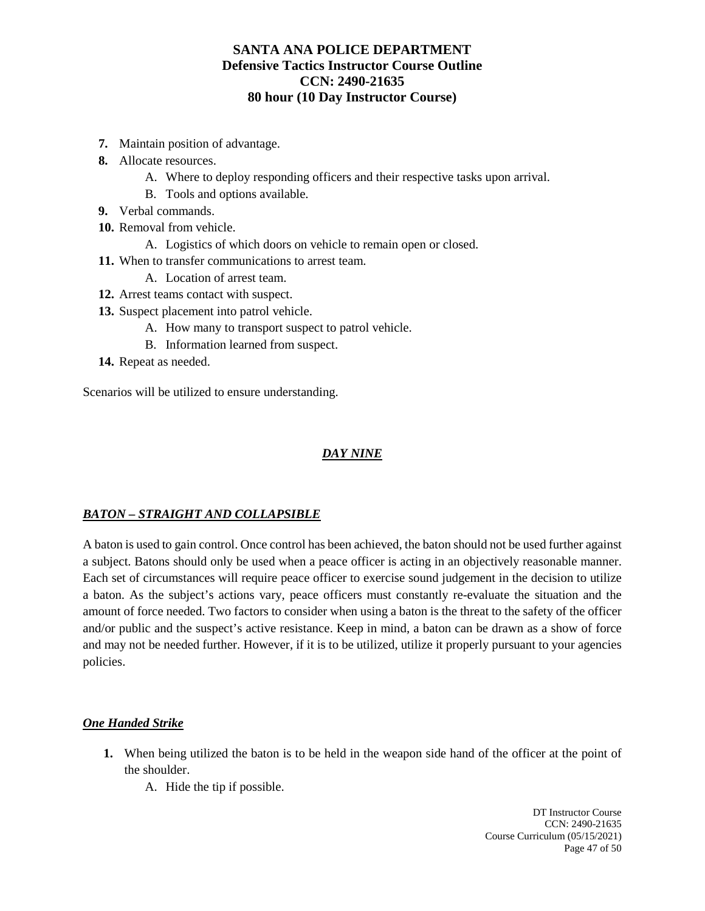7. Maintain position of advantage.
8. Allocate resources.
    A. Where to deploy responding officers and their respective tasks upon arrival.
    B. Tools and options available.
9. Verbal commands.
10. Removal from vehicle.
    A. Logistics of which doors on vehicle to remain open or closed.
11. When to transfer communications to arrest team.
    A. Location of arrest team.
12. Arrest teams contact with suspect.
13. Suspect placement into patrol vehicle.
    A. How many to transport suspect to patrol vehicle.
    B. Information learned from suspect.
14. Repeat as needed.

Scenarios will be utilized to ensure understanding.

## ***DAY NINE***

### ***BATON – STRAIGHT AND COLLAPSIBLE***

A baton is used to gain control. Once control has been achieved, the baton should not be used further against a subject. Batons should only be used when a peace officer is acting in an objectively reasonable manner. Each set of circumstances will require peace officer to exercise sound judgement in the decision to utilize a baton. As the subject's actions vary, peace officers must constantly re-evaluate the situation and the amount of force needed. Two factors to consider when using a baton is the threat to the safety of the officer and/or public and the suspect's active resistance. Keep in mind, a baton can be drawn as a show of force and may not be needed further. However, if it is to be utilized, utilize it properly pursuant to your agencies policies.

#### ***One Handed Strike***

1. When being utilized the baton is to be held in the weapon side hand of the officer at the point of the shoulder.
    A. Hide the tip if possible.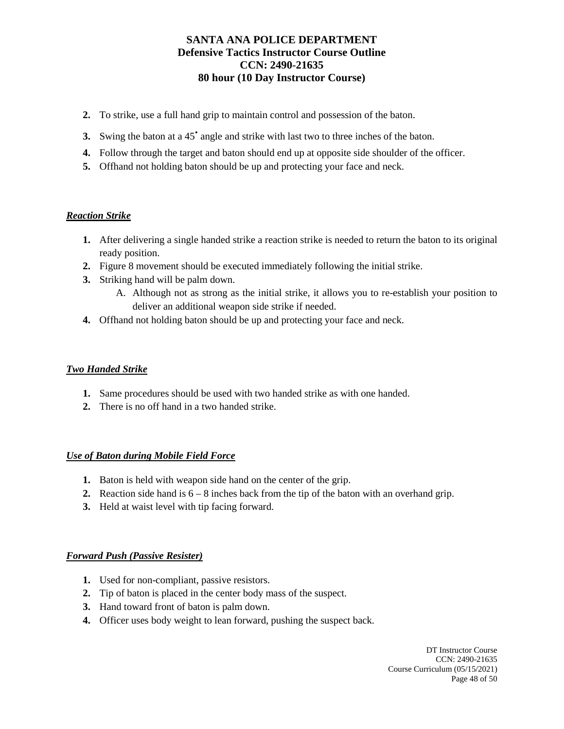2. To strike, use a full hand grip to maintain control and possession of the baton.
3. Swing the baton at a 45° angle and strike with last two to three inches of the baton.
4. Follow through the target and baton should end up at opposite side shoulder of the officer.
5. Offhand not holding baton should be up and protecting your face and neck.

***Reaction Strike***

1. After delivering a single handed strike a reaction strike is needed to return the baton to its original ready position.
2. Figure 8 movement should be executed immediately following the initial strike.
3. Striking hand will be palm down.
   A. Although not as strong as the initial strike, it allows you to re-establish your position to deliver an additional weapon side strike if needed.
4. Offhand not holding baton should be up and protecting your face and neck.

***Two Handed Strike***

1. Same procedures should be used with two handed strike as with one handed.
2. There is no off hand in a two handed strike.

***Use of Baton during Mobile Field Force***

1. Baton is held with weapon side hand on the center of the grip.
2. Reaction side hand is 6 – 8 inches back from the tip of the baton with an overhand grip.
3. Held at waist level with tip facing forward.

***Forward Push (Passive Resister)***

1. Used for non-compliant, passive resistors.
2. Tip of baton is placed in the center body mass of the suspect.
3. Hand toward front of baton is palm down.
4. Officer uses body weight to lean forward, pushing the suspect back.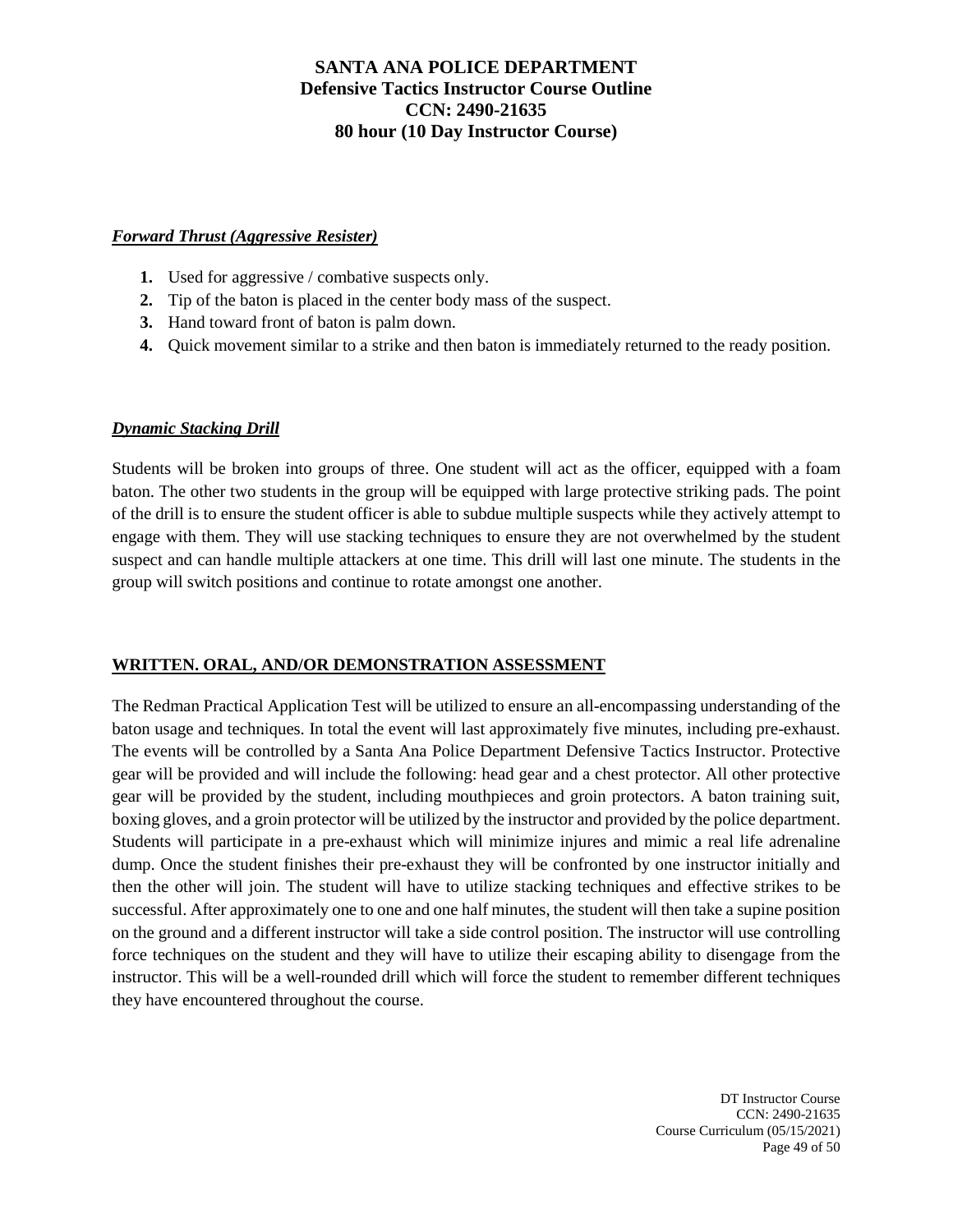### ***Forward Thrust (Aggressive Resister)***

1. Used for aggressive / combative suspects only.
2. Tip of the baton is placed in the center body mass of the suspect.
3. Hand toward front of baton is palm down.
4. Quick movement similar to a strike and then baton is immediately returned to the ready position.

### ***Dynamic Stacking Drill***

Students will be broken into groups of three. One student will act as the officer, equipped with a foam baton. The other two students in the group will be equipped with large protective striking pads. The point of the drill is to ensure the student officer is able to subdue multiple suspects while they actively attempt to engage with them. They will use stacking techniques to ensure they are not overwhelmed by the student suspect and can handle multiple attackers at one time. This drill will last one minute. The students in the group will switch positions and continue to rotate amongst one another.

## **WRITTEN. ORAL, AND/OR DEMONSTRATION ASSESSMENT**

The Redman Practical Application Test will be utilized to ensure an all-encompassing understanding of the baton usage and techniques. In total the event will last approximately five minutes, including pre-exhaust. The events will be controlled by a Santa Ana Police Department Defensive Tactics Instructor. Protective gear will be provided and will include the following: head gear and a chest protector. All other protective gear will be provided by the student, including mouthpieces and groin protectors. A baton training suit, boxing gloves, and a groin protector will be utilized by the instructor and provided by the police department. Students will participate in a pre-exhaust which will minimize injures and mimic a real life adrenaline dump. Once the student finishes their pre-exhaust they will be confronted by one instructor initially and then the other will join. The student will have to utilize stacking techniques and effective strikes to be successful. After approximately one to one and one half minutes, the student will then take a supine position on the ground and a different instructor will take a side control position. The instructor will use controlling force techniques on the student and they will have to utilize their escaping ability to disengage from the instructor. This will be a well-rounded drill which will force the student to remember different techniques they have encountered throughout the course.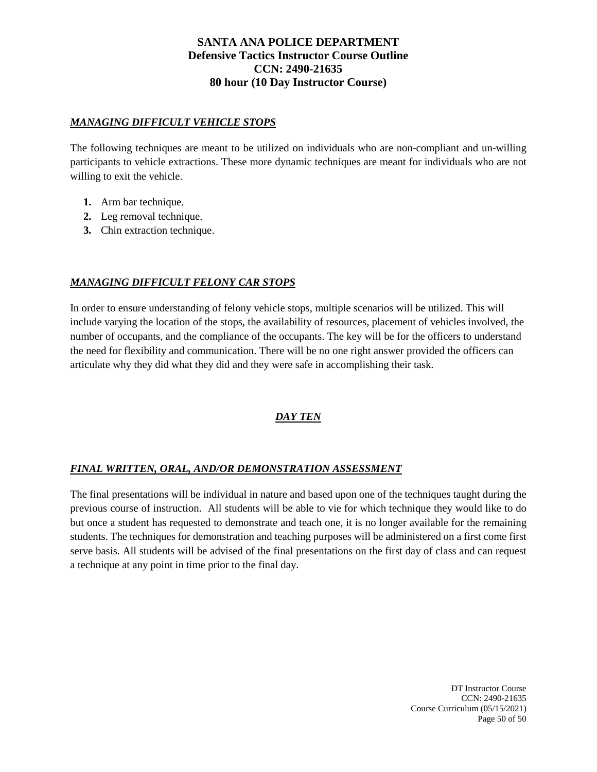## ***MANAGING DIFFICULT VEHICLE STOPS***

The following techniques are meant to be utilized on individuals who are non-compliant and un-willing participants to vehicle extractions. These more dynamic techniques are meant for individuals who are not willing to exit the vehicle.

1. Arm bar technique.
2. Leg removal technique.
3. Chin extraction technique.

## ***MANAGING DIFFICULT FELONY CAR STOPS***

In order to ensure understanding of felony vehicle stops, multiple scenarios will be utilized. This will include varying the location of the stops, the availability of resources, placement of vehicles involved, the number of occupants, and the compliance of the occupants. The key will be for the officers to understand the need for flexibility and communication. There will be no one right answer provided the officers can articulate why they did what they did and they were safe in accomplishing their task.

## ***DAY TEN***

## ***FINAL WRITTEN, ORAL, AND/OR DEMONSTRATION ASSESSMENT***

The final presentations will be individual in nature and based upon one of the techniques taught during the previous course of instruction. All students will be able to vie for which technique they would like to do but once a student has requested to demonstrate and teach one, it is no longer available for the remaining students. The techniques for demonstration and teaching purposes will be administered on a first come first serve basis. All students will be advised of the final presentations on the first day of class and can request a technique at any point in time prior to the final day.